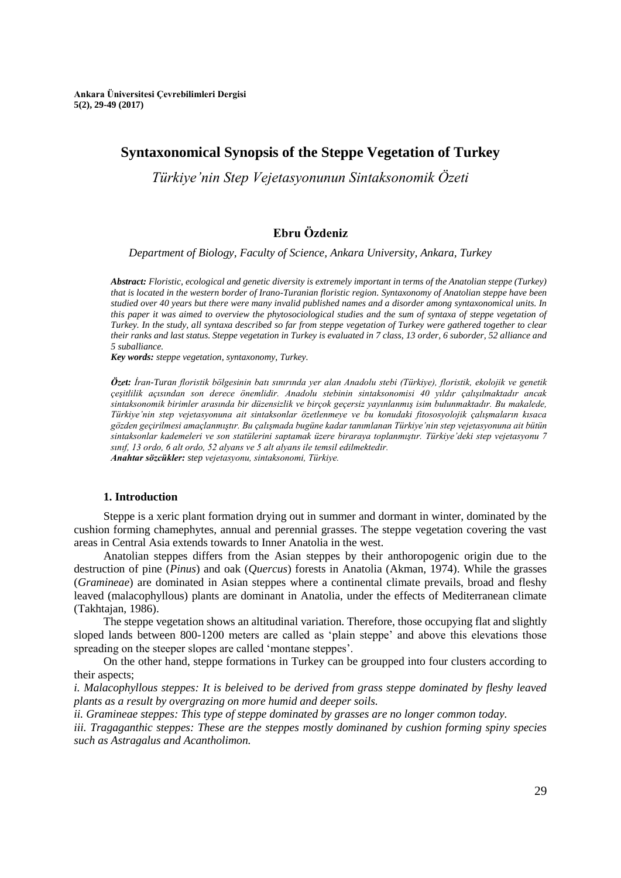**Ankara Üniversitesi Çevrebilimleri Dergisi**
**5(2), 29-49 (2017)**

# Syntaxonomical Synopsis of the Steppe Vegetation of Turkey

*Türkiye'nin Step Vejetasyonunun Sintaksonomik Özeti*

**Ebru Özdeniz**

*Department of Biology, Faculty of Science, Ankara University, Ankara, Turkey*

***Abstract:*** *Floristic, ecological and genetic diversity is extremely important in terms of the Anatolian steppe (Turkey) that is located in the western border of Irano-Turanian floristic region. Syntaxonomy of Anatolian steppe have been studied over 40 years but there were many invalid published names and a disorder among syntaxonomical units. In this paper it was aimed to overview the phytosociological studies and the sum of syntaxa of steppe vegetation of Turkey. In the study, all syntaxa described so far from steppe vegetation of Turkey were gathered together to clear their ranks and last status. Steppe vegetation in Turkey is evaluated in 7 class, 13 order, 6 suborder, 52 alliance and 5 suballiance.*

***Key words:*** *steppe vegetation, syntaxonomy, Turkey.*

***Özet:*** *İran-Turan floristik bölgesinin batı sınırında yer alan Anadolu stebi (Türkiye), floristik, ekolojik ve genetik çeşitlilik açısından son derece önemlidir. Anadolu stebinin sintaksonomisi 40 yıldır çalışılmaktadır ancak sintaksonomik birimler arasında bir düzensizlik ve birçok geçersiz yayınlanmış isim bulunmaktadır. Bu makalede, Türkiye'nin step vejetasyonuna ait sintaksonlar özetlenmeye ve bu konudaki fitososyolojik çalışmaların kısaca gözden geçirilmesi amaçlanmıştır. Bu çalışmada bugüne kadar tanımlanan Türkiye'nin step vejetasyonuna ait bütün sintaksonlar kademeleri ve son statülerini saptamak üzere biraraya toplanmıştır. Türkiye'deki step vejetasyonu 7 sınıf, 13 ordo, 6 alt ordo, 52 alyans ve 5 alt alyans ile temsil edilmektedir.*

***Anahtar sözcükler:*** *step vejetasyonu, sintaksonomi, Türkiye.*

## 1. Introduction

Steppe is a xeric plant formation drying out in summer and dormant in winter, dominated by the cushion forming chamephytes, annual and perennial grasses. The steppe vegetation covering the vast areas in Central Asia extends towards to Inner Anatolia in the west.

Anatolian steppes differs from the Asian steppes by their anthoropogenic origin due to the destruction of pine (*Pinus*) and oak (*Quercus*) forests in Anatolia (Akman, 1974). While the grasses (*Gramineae*) are dominated in Asian steppes where a continental climate prevails, broad and fleshy leaved (malacophyllous) plants are dominant in Anatolia, under the effects of Mediterranean climate (Takhtajan, 1986).

The steppe vegetation shows an altitudinal variation. Therefore, those occupying flat and slightly sloped lands between 800-1200 meters are called as 'plain steppe' and above this elevations those spreading on the steeper slopes are called 'montane steppes'.

On the other hand, steppe formations in Turkey can be groupped into four clusters according to their aspects;

*i. Malacophyllous steppes: It is beleived to be derived from grass steppe dominated by fleshy leaved plants as a result by overgrazing on more humid and deeper soils.*

*ii. Gramineae steppes: This type of steppe dominated by grasses are no longer common today.*

*iii. Tragaganthic steppes: These are the steppes mostly dominaned by cushion forming spiny species such as Astragalus and Acantholimon.*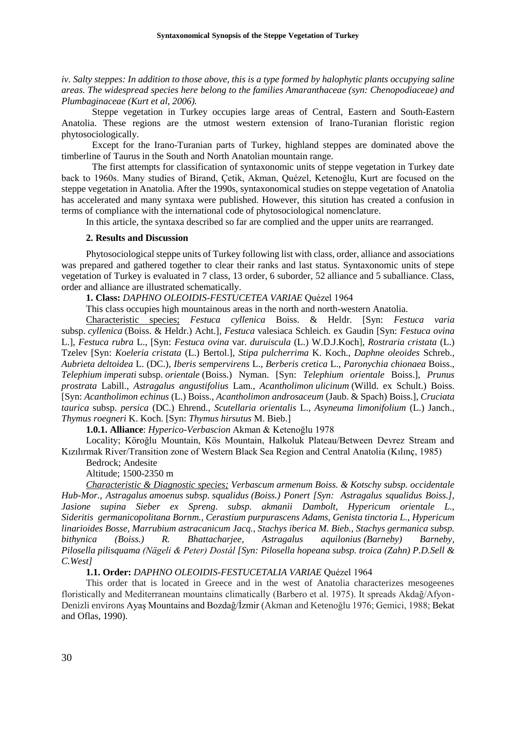*iv. Salty steppes: In addition to those above, this is a type formed by halophytic plants occupying saline areas. The widespread species here belong to the families Amaranthaceae (syn: Chenopodiaceae) and Plumbaginaceae (Kurt et al, 2006).*

Steppe vegetation in Turkey occupies large areas of Central, Eastern and South-Eastern Anatolia. These regions are the utmost western extension of Irano-Turanian floristic region phytosociologically.

Except for the Irano-Turanian parts of Turkey, highland steppes are dominated above the timberline of Taurus in the South and North Anatolian mountain range.

The first attempts for classification of syntaxonomic units of steppe vegetation in Turkey date back to 1960s. Many studies of Birand, Çetik, Akman, Quézel, Ketenoğlu, Kurt are focused on the steppe vegetation in Anatolia. After the 1990s, syntaxonomical studies on steppe vegetation of Anatolia has accelerated and many syntaxa were published. However, this sitution has created a confusion in terms of compliance with the international code of phytosociological nomenclature.

In this article, the syntaxa described so far are complied and the upper units are rearranged.

## 2. Results and Discussion

Phytosociological steppe units of Turkey following list with class, order, alliance and associations was prepared and gathered together to clear their ranks and last status. Syntaxonomic units of stepe vegetation of Turkey is evaluated in 7 class, 13 order, 6 suborder, 52 alliance and 5 suballiance. Class, order and alliance are illustrated schematically.

**1. Class:** *DAPHNO OLEOIDIS-FESTUCETEA VARIAE* Quézel 1964

This class occupies high mountainous areas in the north and north-western Anatolia.

Characteristic species; *Festuca cyllenica* Boiss. & Heldr. [Syn: *Festuca varia* subsp. *cyllenica* (Boiss. & Heldr.) Acht.], *Festuca* valesiaca Schleich. ex Gaudin [Syn: *Festuca ovina* L.], *Festuca rubra* L., [Syn: *Festuca ovina* var. *duruiscula* (L.) W.D.J.Koch], *Rostraria cristata* (L.) Tzelev [Syn: *Koeleria cristata* (L.) Bertol.], *Stipa pulcherrima* K. Koch., *Daphne oleoides* Schreb., *Aubrieta deltoidea* L. (DC.), *Iberis sempervirens* L., *Berberis cretica* L., *Paronychia chionaea* Boiss., *Telephium imperati* subsp. *orientale* (Boiss.) Nyman. [Syn: *Telephium orientale* Boiss.], *Prunus prostrata* Labill., *Astragalus angustifolius* Lam., *Acantholimon ulicinum* (Willd. ex Schult.) Boiss. [Syn: *Acantholimon echinus* (L.) Boiss., *Acantholimon androsaceum* (Jaub. & Spach) Boiss.], *Cruciata taurica* subsp. *persica* (DC.) Ehrend., *Scutellaria orientalis* L., *Asyneuma limonifolium* (L.) Janch., *Thymus roegneri* K. Koch. [Syn: *Thymus hirsutus* M. Bieb.]

**1.0.1. Alliance**: *Hyperico-Verbascion* Akman & Ketenoğlu 1978

Locality; Köroğlu Mountain, Kös Mountain, Halkoluk Plateau/Between Devrez Stream and Kızılırmak River/Transition zone of Western Black Sea Region and Central Anatolia (Kılınç, 1985)

Bedrock; Andesite

Altitude; 1500-2350 m

*Characteristic & Diagnostic species; Verbascum armenum Boiss. & Kotschy subsp. occidentale Hub-Mor., Astragalus amoenus subsp. squalidus (Boiss.) Ponert [Syn: Astragalus squalidus Boiss.], Jasione supina Sieber ex Spreng. subsp. akmanii Dambolt, Hypericum orientale L., Sideritis germanicopolitana Bornm., Cerastium purpurascens Adams, Genista tinctoria L., Hypericum linarioides Bosse, Marrubium astracanicum Jacq., Stachys iberica M. Bieb., Stachys germanica subsp. bithynica (Boiss.) R. Bhattacharjee, Astragalus aquilonius (Barneby) Barneby, Pilosella pilisquama (Nägeli & Peter) Dostál [Syn: Pilosella hopeana subsp. troica (Zahn) P.D.Sell & C.West]*

**1.1. Order:** *DAPHNO OLEOIDIS-FESTUCETALIA VARIAE* Quézel 1964

This order that is located in Greece and in the west of Anatolia characterizes mesogeenes floristically and Mediterranean mountains climatically (Barbero et al. 1975). It spreads Akdağ/Afyon-Denizli environs Ayaş Mountains and Bozdağ/İzmir (Akman and Ketenoğlu 1976; Gemici, 1988; Bekat and Oflas, 1990).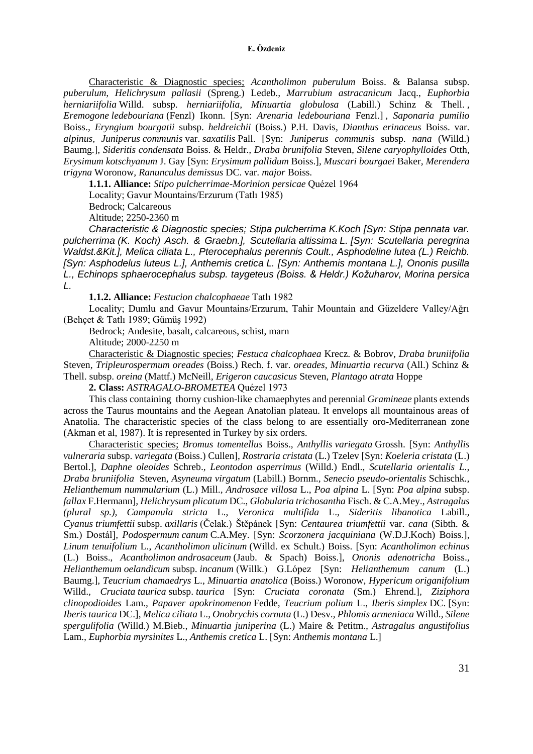Characteristic & Diagnostic species; *Acantholimon puberulum* Boiss. & Balansa subsp. *puberulum*, *Helichrysum pallasii* (Spreng.) Ledeb., *Marrubium astracanicum* Jacq., *Euphorbia herniariifolia* Willd. subsp. *herniariifolia*, *Minuartia globulosa* (Labill.) Schinz & Thell., *Eremogone ledebouriana* (Fenzl) Ikonn. [Syn: *Arenaria ledebouriana* Fenzl.], *Saponaria pumilio* Boiss., *Eryngium bourgatii* subsp. *heldreichii* (Boiss.) P.H. Davis, *Dianthus erinaceus* Boiss. var. *alpinus*, *Juniperus communis* var. *saxatilis* Pall. [Syn: *Juniperus communis* subsp. *nana* (Willd.) Baumg.], *Sideritis condensata* Boiss. & Heldr., *Draba brunifolia* Steven, *Silene caryophylloides* Otth, *Erysimum kotschyanum* J. Gay [Syn: *Erysimum pallidum* Boiss.], *Muscari bourgaei* Baker, *Merendera trigyna* Woronow, *Ranunculus demissus* DC. var. *major* Boiss.

**1.1.1. Alliance:** *Stipo pulcherrimae-Morinion persicae* Quézel 1964

Locality; Gavur Mountains/Erzurum (Tatlı 1985)

Bedrock; Calcareous

Altitude; 2250-2360 m

*Characteristic & Diagnostic species; Stipa pulcherrima K.Koch [Syn: Stipa pennata var. pulcherrima (K. Koch) Asch. & Graebn.], Scutellaria altissima L. [Syn: Scutellaria peregrina Waldst.&Kit.], Melica ciliata L., Pterocephalus perennis Coult., Asphodeline lutea (L.) Reichb. [Syn: Asphodelus luteus L.], Anthemis cretica L. [Syn: Anthemis montana L.], Ononis pusilla L., Echinops sphaerocephalus subsp. taygeteus (Boiss. & Heldr.) Kožuharov, Morina persica L.*

**1.1.2. Alliance:** *Festucion chalcophaeae* Tatlı 1982

Locality; Dumlu and Gavur Mountains/Erzurum, Tahir Mountain and Güzeldere Valley/Ağrı (Behçet & Tatlı 1989; Gümüş 1992)

Bedrock; Andesite, basalt, calcareous, schist, marn

Altitude; 2000-2250 m

Characteristic & Diagnostic species; *Festuca chalcophaea* Krecz. & Bobrov, *Draba bruniifolia* Steven, *Tripleurospermum oreades* (Boiss.) Rech. f. var. *oreades*, *Minuartia recurva* (All.) Schinz & Thell. subsp. *oreina* (Mattf.) McNeill, *Erigeron caucasicus* Steven, *Plantago atrata* Hoppe

**2. Class:** *ASTRAGALO-BROMETEA* Quézel 1973

This class containing thorny cushion-like chamaephytes and perennial *Gramineae* plants extends across the Taurus mountains and the Aegean Anatolian plateau. It envelops all mountainous areas of Anatolia. The characteristic species of the class belong to are essentially oro-Mediterranean zone (Akman et al, 1987). It is represented in Turkey by six orders.

Characteristic species; *Bromus tomentellus* Boiss., *Anthyllis variegata* Grossh. [Syn: *Anthyllis vulneraria* subsp. *variegata* (Boiss.) Cullen], *Rostraria cristata* (L.) Tzelev [Syn: *Koeleria cristata* (L.) Bertol.], *Daphne oleoides* Schreb., *Leontodon asperrimus* (Willd.) Endl., *Scutellaria orientalis L.*, *Draba bruniifolia* Steven, *Asyneuma virgatum* (Labill.) Bornm., *Senecio pseudo-orientalis* Schischk., *Helianthemum nummularium* (L.) Mill., *Androsace villosa* L., *Poa alpina* L. [Syn: *Poa alpina* subsp. *fallax* F.Hermann], *Helichrysum plicatum* DC., *Globularia trichosantha* Fisch. & C.A.Mey., *Astragalus (plural sp.)*, *Campanula stricta* L., *Veronica multifida* L., *Sideritis libanotica* Labill., *Cyanus triumfettii* subsp. *axillaris* (Čelak.) Štěpánek [Syn: *Centaurea triumfettii* var. *cana* (Sibth. & Sm.) Dostál], *Podospermum canum* C.A.Mey. [Syn: *Scorzonera jacquiniana* (W.D.J.Koch) Boiss.], *Linum tenuifolium* L., *Acantholimon ulicinum* (Willd. ex Schult.) Boiss. [Syn: *Acantholimon echinus* (L.) Boiss., *Acantholimon androsaceum* (Jaub. & Spach) Boiss.], *Ononis adenotricha* Boiss., *Helianthemum oelandicum* subsp. *incanum* (Willk.) G.López [Syn: *Helianthemum canum* (L.) Baumg.], *Teucrium chamaedrys* L., *Minuartia anatolica* (Boiss.) Woronow, *Hypericum origanifolium* Willd., *Cruciata taurica* subsp. *taurica* [Syn: *Cruciata coronata* (Sm.) Ehrend.], *Ziziphora clinopodioides* Lam., *Papaver apokrinomenon* Fedde, *Teucrium polium* L., *Iberis simplex* DC. [Syn: *Iberis taurica* DC.], *Melica ciliata* L., *Onobrychis cornuta* (L.) Desv., *Phlomis armeniaca* Willd., *Silene spergulifolia* (Willd.) M.Bieb., *Minuartia juniperina* (L.) Maire & Petitm., *Astragalus angustifolius* Lam., *Euphorbia myrsinites* L., *Anthemis cretica* L. [Syn: *Anthemis montana* L.]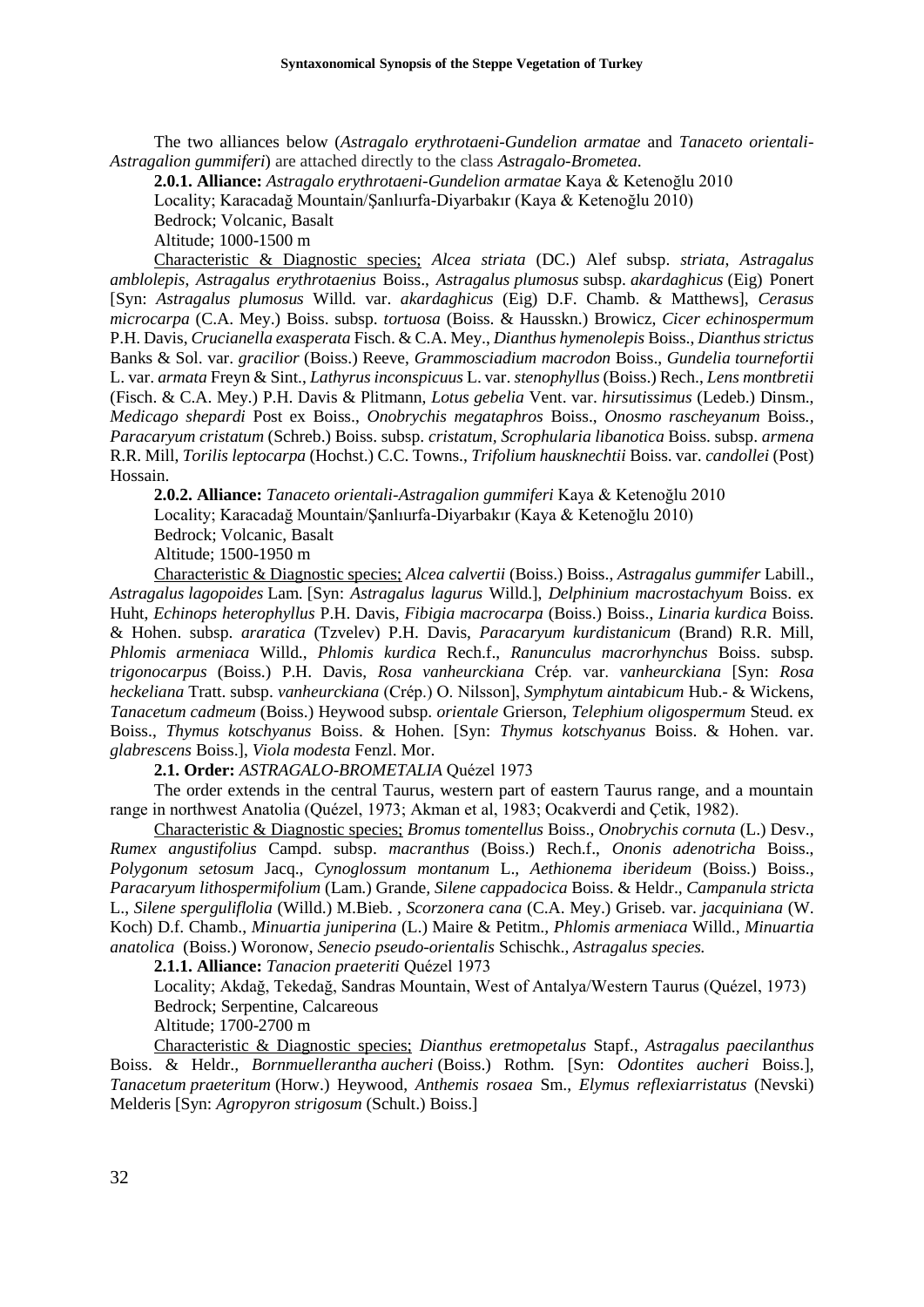The two alliances below (*Astragalo erythrotaeni-Gundelion armatae* and *Tanaceto orientali-Astragalion gummiferi*) are attached directly to the class *Astragalo-Brometea*.

**2.0.1. Alliance:** *Astragalo erythrotaeni-Gundelion armatae* Kaya & Ketenoğlu 2010

Locality; Karacadağ Mountain/Şanlıurfa-Diyarbakır (Kaya & Ketenoğlu 2010)

Bedrock; Volcanic, Basalt

Altitude; 1000-1500 m

Characteristic & Diagnostic species; *Alcea striata* (DC.) Alef subsp. *striata*, *Astragalus amblolepis*, *Astragalus erythrotaenius* Boiss., *Astragalus plumosus* subsp. *akardaghicus* (Eig) Ponert [Syn: *Astragalus plumosus* Willd. var. *akardaghicus* (Eig) D.F. Chamb. & Matthews], *Cerasus microcarpa* (C.A. Mey.) Boiss. subsp. *tortuosa* (Boiss. & Hausskn.) Browicz, *Cicer echinospermum* P.H. Davis, *Crucianella exasperata* Fisch. & C.A. Mey., *Dianthus hymenolepis* Boiss., *Dianthus strictus* Banks & Sol. var. *gracilior* (Boiss.) Reeve, *Grammosciadium macrodon* Boiss., *Gundelia tournefortii* L. var. *armata* Freyn & Sint., *Lathyrus inconspicuus* L. var. *stenophyllus* (Boiss.) Rech., *Lens montbretii* (Fisch. & C.A. Mey.) P.H. Davis & Plitmann, *Lotus gebelia* Vent. var. *hirsutissimus* (Ledeb.) Dinsm., *Medicago shepardi* Post ex Boiss., *Onobrychis megataphros* Boiss., *Onosmo rascheyanum* Boiss., *Paracaryum cristatum* (Schreb.) Boiss. subsp. *cristatum*, *Scrophularia libanotica* Boiss. subsp. *armena* R.R. Mill, *Torilis leptocarpa* (Hochst.) C.C. Towns., *Trifolium hausknechtii* Boiss. var. *candollei* (Post) Hossain.

**2.0.2. Alliance:** *Tanaceto orientali-Astragalion gummiferi* Kaya & Ketenoğlu 2010

Locality; Karacadağ Mountain/Şanlıurfa-Diyarbakır (Kaya & Ketenoğlu 2010)

Bedrock; Volcanic, Basalt

Altitude; 1500-1950 m

Characteristic & Diagnostic species; *Alcea calvertii* (Boiss.) Boiss., *Astragalus gummifer* Labill., *Astragalus lagopoides* Lam. [Syn: *Astragalus lagurus* Willd.], *Delphinium macrostachyum* Boiss. ex Huht, *Echinops heterophyllus* P.H. Davis, *Fibigia macrocarpa* (Boiss.) Boiss., *Linaria kurdica* Boiss. & Hohen. subsp. *araratica* (Tzvelev) P.H. Davis, *Paracaryum kurdistanicum* (Brand) R.R. Mill, *Phlomis armeniaca* Willd., *Phlomis kurdica* Rech.f., *Ranunculus macrorhynchus* Boiss. subsp. *trigonocarpus* (Boiss.) P.H. Davis, *Rosa vanheurckiana* Crép. var. *vanheurckiana* [Syn: *Rosa heckeliana* Tratt. subsp. *vanheurckiana* (Crép.) O. Nilsson], *Symphytum aintabicum* Hub.- & Wickens, *Tanacetum cadmeum* (Boiss.) Heywood subsp. *orientale* Grierson, *Telephium oligospermum* Steud. ex Boiss., *Thymus kotschyanus* Boiss. & Hohen. [Syn: *Thymus kotschyanus* Boiss. & Hohen. var. *glabrescens* Boiss.], *Viola modesta* Fenzl. Mor.

**2.1. Order:** *ASTRAGALO-BROMETALIA* Quézel 1973

The order extends in the central Taurus, western part of eastern Taurus range, and a mountain range in northwest Anatolia (Quézel, 1973; Akman et al, 1983; Ocakverdi and Çetik, 1982).

Characteristic & Diagnostic species; *Bromus tomentellus* Boiss., *Onobrychis cornuta* (L.) Desv., *Rumex angustifolius* Campd. subsp. *macranthus* (Boiss.) Rech.f., *Ononis adenotricha* Boiss., *Polygonum setosum* Jacq., *Cynoglossum montanum* L., *Aethionema iberideum* (Boiss.) Boiss., *Paracaryum lithospermifolium* (Lam.) Grande, *Silene cappadocica* Boiss. & Heldr., *Campanula stricta* L., *Silene sperguliflolia* (Willd.) M.Bieb. , *Scorzonera cana* (C.A. Mey.) Griseb. var. *jacquiniana* (W. Koch) D.f. Chamb., *Minuartia juniperina* (L.) Maire & Petitm., *Phlomis armeniaca* Willd., *Minuartia anatolica* (Boiss.) Woronow, *Senecio pseudo-orientalis* Schischk., *Astragalus species.*

**2.1.1. Alliance:** *Tanacion praeteriti* Quézel 1973

Locality; Akdağ, Tekedağ, Sandras Mountain, West of Antalya/Western Taurus (Quézel, 1973)

Bedrock; Serpentine, Calcareous

Altitude; 1700-2700 m

Characteristic & Diagnostic species; *Dianthus eretmopetalus* Stapf., *Astragalus paecilanthus* Boiss. & Heldr., *Bornmuellerantha aucheri* (Boiss.) Rothm. [Syn: *Odontites aucheri* Boiss.], *Tanacetum praeteritum* (Horw.) Heywood, *Anthemis rosaea* Sm., *Elymus reflexiarristatus* (Nevski) Melderis [Syn: *Agropyron strigosum* (Schult.) Boiss.]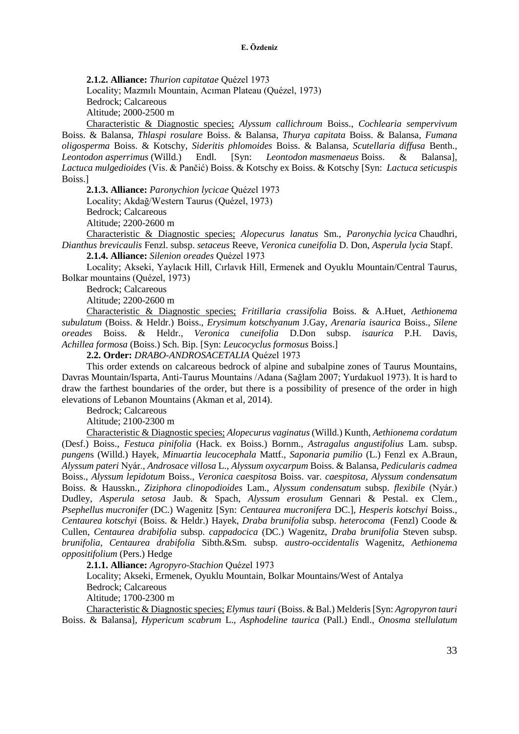**2.1.2. Alliance:** *Thurion capitatae* Quézel 1973

Locality; Mazmılı Mountain, Acıman Plateau (Quézel, 1973)

Bedrock; Calcareous

Altitude; 2000-2500 m

Characteristic & Diagnostic species; *Alyssum callichroum* Boiss., *Cochlearia sempervivum* Boiss. & Balansa, *Thlaspi rosulare* Boiss. & Balansa, *Thurya capitata* Boiss. & Balansa, *Fumana oligosperma* Boiss. & Kotschy, *Sideritis phlomoides* Boiss. & Balansa, *Scutellaria diffusa* Benth., *Leontodon asperrimus* (Willd.) Endl. [Syn: *Leontodon masmenaeus* Boiss. & Balansa], *Lactuca mulgedioides* (Vis. & Pančić) Boiss. & Kotschy ex Boiss. & Kotschy [Syn: *Lactuca seticuspis* Boiss.]

**2.1.3. Alliance:** *Paronychion lycicae* Quézel 1973

Locality; Akdağ/Western Taurus (Quézel, 1973)

Bedrock; Calcareous

Altitude; 2200-2600 m

Characteristic & Diagnostic species; *Alopecurus lanatus* Sm., *Paronychia lycica* Chaudhri, *Dianthus brevicaulis* Fenzl. subsp. *setaceus* Reeve, *Veronica cuneifolia* D. Don, *Asperula lycia* Stapf.

**2.1.4. Alliance:** *Silenion oreades* Quézel 1973

Locality; Akseki, Yaylacık Hill, Cırlavık Hill, Ermenek and Oyuklu Mountain/Central Taurus, Bolkar mountains (Quézel, 1973)

Bedrock; Calcareous

Altitude; 2200-2600 m

Characteristic & Diagnostic species; *Fritillaria crassifolia* Boiss. & A.Huet, *Aethionema subulatum* (Boiss. & Heldr.) Boiss., *Erysimum kotschyanum* J.Gay, *Arenaria isaurica* Boiss., *Silene oreades* Boiss. & Heldr., *Veronica cuneifolia* D.Don subsp. *isaurica* P.H. Davis, *Achillea formosa* (Boiss.) Sch. Bip. [Syn: *Leucocyclus formosus* Boiss.]

**2.2. Order:** *DRABO-ANDROSACETALIA* Quézel 1973

This order extends on calcareous bedrock of alpine and subalpine zones of Taurus Mountains, Davras Mountain/Isparta, Anti-Taurus Mountains /Adana (Sağlam 2007; Yurdakuol 1973). It is hard to draw the farthest boundaries of the order, but there is a possibility of presence of the order in high elevations of Lebanon Mountains (Akman et al, 2014).

Bedrock; Calcareous

Altitude; 2100-2300 m

Characteristic & Diagnostic species; *Alopecurus vaginatus* (Willd.) Kunth, *Aethionema cordatum* (Desf.) Boiss., *Festuca pinifolia* (Hack. ex Boiss.) Bornm., *Astragalus angustifolius* Lam. subsp. *pungen*s (Willd.) Hayek, *Minuartia leucocephala* Mattf., *Saponaria pumilio* (L.) Fenzl ex A.Braun, *Alyssum pateri* Nyár., *Androsace villosa* L., *Alyssum oxycarpum* Boiss. & Balansa, *Pedicularis cadmea* Boiss., *Alyssum lepidotum* Boiss., *Veronica caespitosa* Boiss. var. *caespitosa*, *Alyssum condensatum* Boiss. & Hausskn., *Ziziphora clinopodioides* Lam., *Alyssum condensatum* subsp. *flexibile* (Nyár.) Dudley, *Asperula setosa* Jaub. & Spach, *Alyssum erosulum* Gennari & Pestal. ex Clem., *Psephellus mucronifer* (DC.) Wagenitz [Syn: *Centaurea mucronifera* DC.], *Hesperis kotschyi* Boiss., *Centaurea kotschyi* (Boiss. & Heldr.) Hayek, *Draba brunifolia* subsp. *heterocoma* (Fenzl) Coode & Cullen, *Centaurea drabifolia* subsp. *cappadocica* (DC.) Wagenitz, *Draba brunifolia* Steven subsp. *brunifolia*, *Centaurea drabifolia* Sibth.&Sm. subsp. *austro-occidentalis* Wagenitz, *Aethionema oppositifolium* (Pers.) Hedge

**2.1.1. Alliance:** *Agropyro-Stachion* Quézel 1973

Locality; Akseki, Ermenek, Oyuklu Mountain, Bolkar Mountains/West of Antalya

Bedrock; Calcareous

Altitude; 1700-2300 m

Characteristic & Diagnostic species; *Elymus tauri* (Boiss. & Bal.) Melderis [Syn: *Agropyron tauri* Boiss. & Balansa], *Hypericum scabrum* L., *Asphodeline taurica* (Pall.) Endl., *Onosma stellulatum*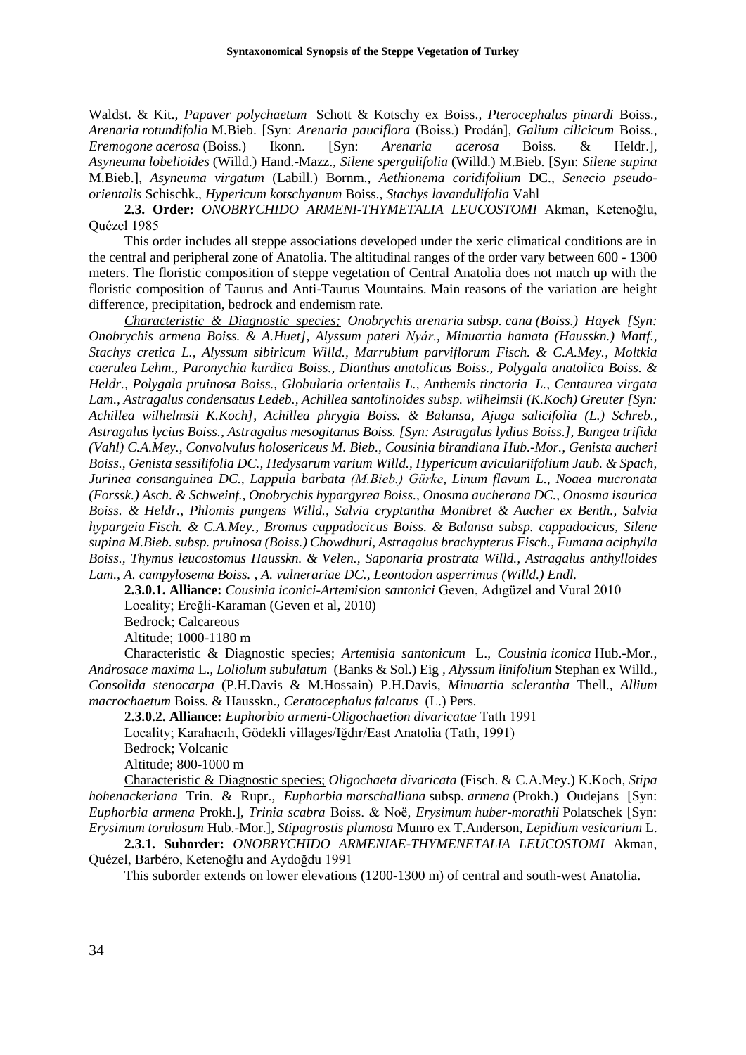Waldst. & Kit., *Papaver polychaetum* Schott & Kotschy ex Boiss., *Pterocephalus pinardi* Boiss., *Arenaria rotundifolia* M.Bieb. [Syn: *Arenaria pauciflora* (Boiss.) Prodán], *Galium cilicicum* Boiss., *Eremogone acerosa* (Boiss.) Ikonn. [Syn: *Arenaria acerosa* Boiss. & Heldr.], *Asyneuma lobelioides* (Willd.) Hand.-Mazz., *Silene spergulifolia* (Willd.) M.Bieb. [Syn: *Silene supina* M.Bieb.], *Asyneuma virgatum* (Labill.) Bornm., *Aethionema coridifolium* DC., *Senecio pseudo-orientalis* Schischk., *Hypericum kotschyanum* Boiss., *Stachys lavandulifolia* Vahl

**2.3. Order:** *ONOBRYCHIDO ARMENI-THYMETALIA LEUCOSTOMI* Akman, Ketenoğlu, Quézel 1985

This order includes all steppe associations developed under the xeric climatical conditions are in the central and peripheral zone of Anatolia. The altitudinal ranges of the order vary between 600 - 1300 meters. The floristic composition of steppe vegetation of Central Anatolia does not match up with the floristic composition of Taurus and Anti-Taurus Mountains. Main reasons of the variation are height difference, precipitation, bedrock and endemism rate.

<u>Characteristic & Diagnostic species;</u> *Onobrychis arenaria subsp. cana (Boiss.) Hayek [Syn: Onobrychis armena Boiss. & A.Huet], Alyssum pateri Nyár., Minuartia hamata (Hausskn.) Mattf., Stachys cretica L., Alyssum sibiricum Willd., Marrubium parviflorum Fisch. & C.A.Mey., Moltkia caerulea Lehm., Paronychia kurdica Boiss., Dianthus anatolicus Boiss., Polygala anatolica Boiss. & Heldr., Polygala pruinosa Boiss., Globularia orientalis L., Anthemis tinctoria L., Centaurea virgata Lam., Astragalus condensatus Ledeb., Achillea santolinoides subsp. wilhelmsii (K.Koch) Greuter [Syn: Achillea wilhelmsii K.Koch], Achillea phrygia Boiss. & Balansa, Ajuga salicifolia (L.) Schreb., Astragalus lycius Boiss., Astragalus mesogitanus Boiss. [Syn: Astragalus lydius Boiss.], Bungea trifida (Vahl) C.A.Mey., Convolvulus holosericeus M. Bieb., Cousinia birandiana Hub.-Mor., Genista aucheri Boiss., Genista sessilifolia DC., Hedysarum varium Willd., Hypericum aviculariifolium Jaub. & Spach, Jurinea consanguinea DC., Lappula barbata (M.Bieb.) Gürke, Linum flavum L., Noaea mucronata (Forssk.) Asch. & Schweinf., Onobrychis hypargyrea Boiss., Onosma aucherana DC., Onosma isaurica Boiss. & Heldr., Phlomis pungens Willd., Salvia cryptantha Montbret & Aucher ex Benth., Salvia hypargeia Fisch. & C.A.Mey., Bromus cappadocicus Boiss. & Balansa subsp. cappadocicus, Silene supina M.Bieb. subsp. pruinosa (Boiss.) Chowdhuri, Astragalus brachypterus Fisch., Fumana aciphylla Boiss., Thymus leucostomus Hausskn. & Velen., Saponaria prostrata Willd., Astragalus anthylloides Lam., A. campylosema Boiss. , A. vulnerariae DC., Leontodon asperrimus (Willd.) Endl.*

**2.3.0.1. Alliance:** *Cousinia iconici-Artemision santonici* Geven, Adıgüzel and Vural 2010

Locality; Ereğli-Karaman (Geven et al, 2010)

Bedrock; Calcareous

Altitude; 1000-1180 m

<u>Characteristic & Diagnostic species;</u> *Artemisia santonicum* L., *Cousinia iconica* Hub.-Mor., *Androsace maxima* L., *Loliolum subulatum* (Banks & Sol.) Eig , *Alyssum linifolium* Stephan ex Willd., *Consolida stenocarpa* (P.H.Davis & M.Hossain) P.H.Davis, *Minuartia sclerantha* Thell., *Allium macrochaetum* Boiss. & Hausskn., *Ceratocephalus falcatus* (L.) Pers.

**2.3.0.2. Alliance:** *Euphorbio armeni-Oligochaetion divaricatae* Tatlı 1991

Locality; Karahacılı, Gödekli villages/Iğdır/East Anatolia (Tatlı, 1991)

Bedrock; Volcanic

Altitude; 800-1000 m

<u>Characteristic & Diagnostic species;</u> *Oligochaeta divaricata* (Fisch. & C.A.Mey.) K.Koch, *Stipa hohenackeriana* Trin. & Rupr., *Euphorbia marschalliana* subsp. *armena* (Prokh.) Oudejans [Syn: *Euphorbia armena* Prokh.], *Trinia scabra* Boiss. & Noë, *Erysimum huber-morathii* Polatschek [Syn: *Erysimum torulosum* Hub.-Mor.], *Stipagrostis plumosa* Munro ex T.Anderson, *Lepidium vesicarium* L.

**2.3.1. Suborder:** *ONOBRYCHIDO ARMENIAE-THYMENETALIA LEUCOSTOMI* Akman, Quézel, Barbéro, Ketenoğlu and Aydoğdu 1991

This suborder extends on lower elevations (1200-1300 m) of central and south-west Anatolia.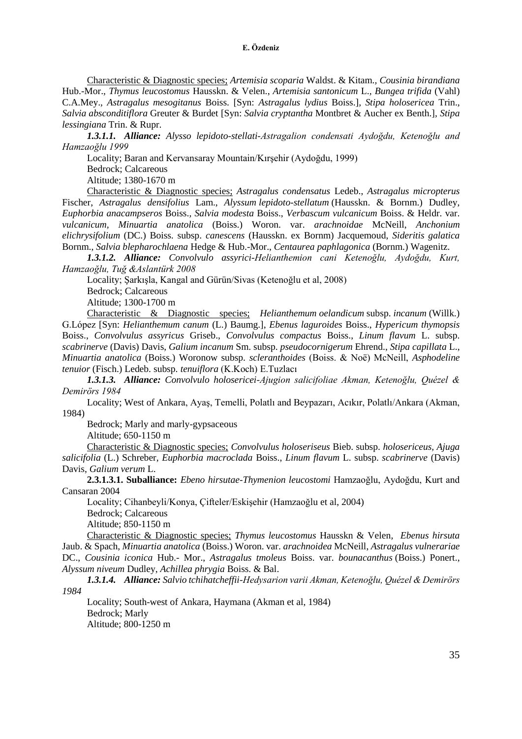<u>Characteristic & Diagnostic species;</u> *Artemisia scoparia* Waldst. & Kitam., *Cousinia birandiana* Hub.-Mor., *Thymus leucostomus* Hausskn. & Velen., *Artemisia santonicum* L., *Bungea trifida* (Vahl) C.A.Mey., *Astragalus mesogitanus* Boiss. [Syn: *Astragalus lydius* Boiss.], *Stipa holosericea* Trin., *Salvia absconditiflora* Greuter & Burdet [Syn: *Salvia cryptantha* Montbret & Aucher ex Benth.], *Stipa lessingiana* Trin. & Rupr.

***1.3.1.1. Alliance:*** *Alysso lepidoto-stellati-Astragalion condensati Aydoğdu, Ketenoğlu and Hamzaoğlu 1999*

Locality; Baran and Kervansaray Mountain/Kırşehir (Aydoğdu, 1999)

Bedrock; Calcareous

Altitude; 1380-1670 m

<u>Characteristic & Diagnostic species;</u> *Astragalus condensatus* Ledeb., *Astragalus micropterus* Fischer, *Astragalus densifolius* Lam., *Alyssum lepidoto-stellatum* (Hausskn. & Bornm.) Dudley, *Euphorbia anacampseros* Boiss., *Salvia modesta* Boiss., *Verbascum vulcanicum* Boiss. & Heldr. var. *vulcanicum*, *Minuartia anatolica* (Boiss.) Woron. var. *arachnoidae* McNeill, *Anchonium elichrysifolium* (DC.) Boiss. subsp. *canescens* (Hausskn. ex Bornm) Jacquemoud, *Sideritis galatica* Bornm., *Salvia blepharochlaena* Hedge & Hub.-Mor., *Centaurea paphlagonica* (Bornm.) Wagenitz.

***1.3.1.2. Alliance:*** *Convolvulo assyrici-Helianthemion cani Ketenoğlu, Aydoğdu, Kurt, Hamzaoğlu, Tuğ &Aslantürk 2008*

Locality; Şarkışla, Kangal and Gürün/Sivas (Ketenoğlu et al, 2008)

Bedrock; Calcareous

Altitude; 1300-1700 m

<u>Characteristic & Diagnostic species;</u> *Helianthemum oelandicum* subsp. *incanum* (Willk.) G.López [Syn: *Helianthemum canum* (L.) Baumg.], *Ebenus laguroides* Boiss., *Hypericum thymopsis* Boiss., *Convolvulus assyricus* Griseb., *Convolvulus compactus* Boiss., *Linum flavum* L. subsp. *scabrinerve* (Davis) Davis, *Galium incanum* Sm. subsp. *pseudocornigerum* Ehrend., *Stipa capillata* L., *Minuartia anatolica* (Boiss.) Woronow subsp. *scleranthoides* (Boiss. & Noë) McNeill, *Asphodeline tenuior* (Fisch.) Ledeb. subsp. *tenuiflora* (K.Koch) E.Tuzlacı

***1.3.1.3. Alliance:*** *Convolvulo holosericei-Ajugion salicifoliae Akman, Ketenoğlu, Quézel & Demirörs 1984*

Locality; West of Ankara, Ayaş, Temelli, Polatlı and Beypazarı, Acıkır, Polatlı/Ankara (Akman, 1984)

Bedrock; Marly and marly-gypsaceous

Altitude; 650-1150 m

<u>Characteristic & Diagnostic species;</u> *Convolvulus holoseriseus* Bieb. subsp. *holosericeus*, *Ajuga salicifolia* (L.) Schreber, *Euphorbia macroclada* Boiss., *Linum flavum* L. subsp. *scabrinerve* (Davis) Davis, *Galium verum* L.

**2.3.1.3.1. Suballiance:** *Ebeno hirsutae-Thymenion leucostomi* Hamzaoğlu, Aydoğdu, Kurt and Cansaran 2004

Locality; Cihanbeyli/Konya, Çifteler/Eskişehir (Hamzaoğlu et al, 2004)

Bedrock; Calcareous

Altitude; 850-1150 m

<u>Characteristic & Diagnostic species;</u> *Thymus leucostomus* Hausskn & Velen, *Ebenus hirsuta* Jaub. & Spach, *Minuartia anatolica* (Boiss.) Woron. var. *arachnoidea* McNeill, *Astragalus vulnerariae* DC., *Cousinia iconica* Hub.- Mor., *Astragalus tmoleus* Boiss. var. *bounacanthus* (Boiss.) Ponert., *Alyssum niveum* Dudley, *Achillea phrygia* Boiss. & Bal.

***1.3.1.4. Alliance:*** *Salvio tchihatcheffii-Hedysarion varii Akman, Ketenoğlu, Quézel & Demirörs 1984*

Locality; South-west of Ankara, Haymana (Akman et al, 1984)

Bedrock; Marly

Altitude; 800-1250 m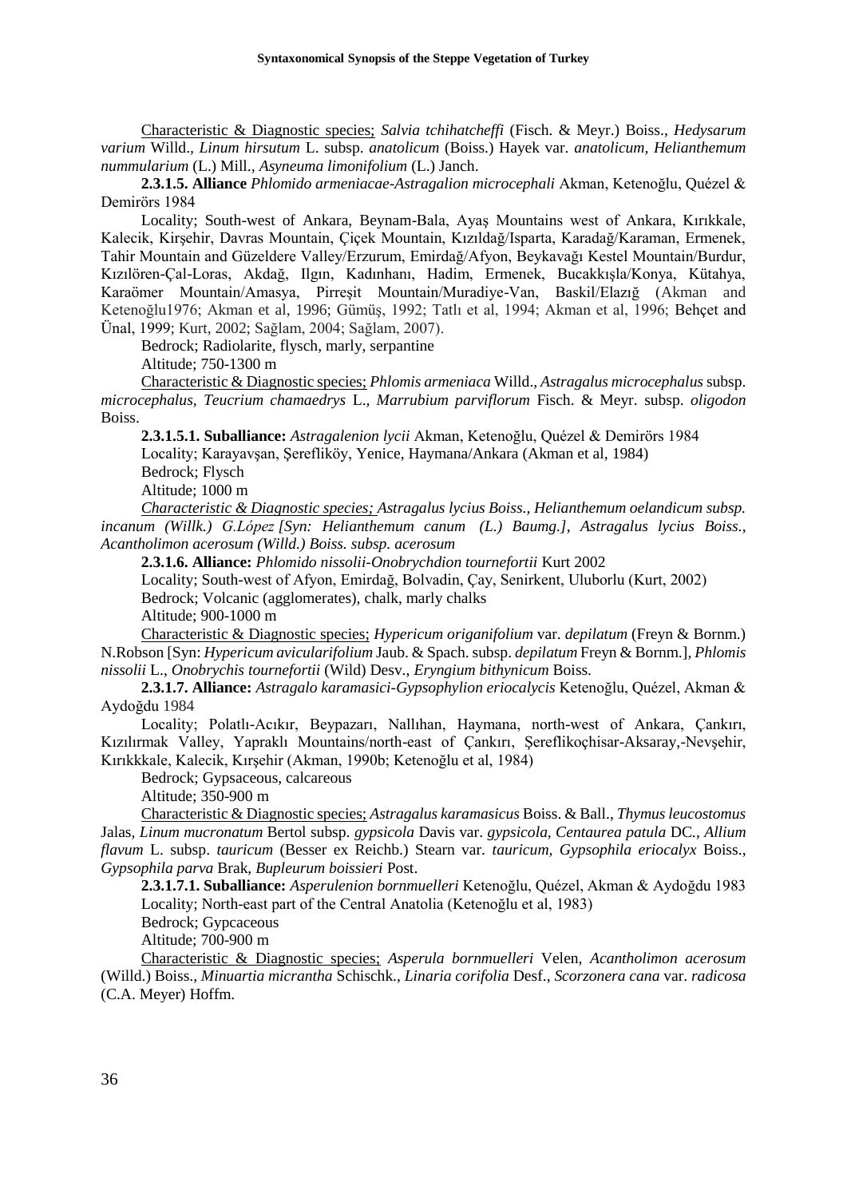Characteristic & Diagnostic species; *Salvia tchihatcheffi* (Fisch. & Meyr.) Boiss., *Hedysarum varium* Willd., *Linum hirsutum* L. subsp. *anatolicum* (Boiss.) Hayek var. *anatolicum, Helianthemum nummularium* (L.) Mill., *Asyneuma limonifolium* (L.) Janch.

**2.3.1.5. Alliance** *Phlomido armeniacae-Astragalion microcephali* Akman, Ketenoğlu, Quézel & Demirörs 1984

Locality; South-west of Ankara, Beynam-Bala, Ayaş Mountains west of Ankara, Kırıkkale, Kalecik, Kirşehir, Davras Mountain, Çiçek Mountain, Kızıldağ/Isparta, Karadağ/Karaman, Ermenek, Tahir Mountain and Güzeldere Valley/Erzurum, Emirdağ/Afyon, Beykavağı Kestel Mountain/Burdur, Kızılören-Çal-Loras, Akdağ, Ilgın, Kadınhanı, Hadim, Ermenek, Bucakkışla/Konya, Kütahya, Karaömer Mountain/Amasya, Pirreşit Mountain/Muradiye-Van, Baskil/Elazığ (Akman and Ketenoğlu1976; Akman et al, 1996; Gümüş, 1992; Tatlı et al, 1994; Akman et al, 1996; Behçet and Ünal, 1999; Kurt, 2002; Sağlam, 2004; Sağlam, 2007).

Bedrock; Radiolarite, flysch, marly, serpantine

Altitude; 750-1300 m

Characteristic & Diagnostic species; *Phlomis armeniaca* Willd., *Astragalus microcephalus* subsp. *microcephalus, Teucrium chamaedrys* L., *Marrubium parviflorum* Fisch. & Meyr. subsp. *oligodon* Boiss.

**2.3.1.5.1. Suballiance:** *Astragalenion lycii* Akman, Ketenoğlu, Quézel & Demirörs 1984

Locality; Karayavşan, Şerefliköy, Yenice, Haymana/Ankara (Akman et al, 1984)

Bedrock; Flysch

Altitude; 1000 m

*Characteristic & Diagnostic species; Astragalus lycius Boiss., Helianthemum oelandicum subsp. incanum (Willk.) G.López [Syn: Helianthemum canum (L.) Baumg.], Astragalus lycius Boiss., Acantholimon acerosum (Willd.) Boiss. subsp. acerosum*

**2.3.1.6. Alliance:** *Phlomido nissolii-Onobrychdion tournefortii* Kurt 2002

Locality; South-west of Afyon, Emirdağ, Bolvadin, Çay, Senirkent, Uluborlu (Kurt, 2002)

Bedrock; Volcanic (agglomerates), chalk, marly chalks

Altitude; 900-1000 m

Characteristic & Diagnostic species; *Hypericum origanifolium* var. *depilatum* (Freyn & Bornm.) N.Robson [Syn: *Hypericum avicularifolium* Jaub. & Spach. subsp. *depilatum* Freyn & Bornm.], *Phlomis nissolii* L., *Onobrychis tournefortii* (Wild) Desv., *Eryngium bithynicum* Boiss.

**2.3.1.7. Alliance:** *Astragalo karamasici-Gypsophylion eriocalycis* Ketenoğlu, Quézel, Akman & Aydoğdu 1984

Locality; Polatlı-Acıkır, Beypazarı, Nallıhan, Haymana, north-west of Ankara, Çankırı, Kızılırmak Valley, Yapraklı Mountains/north-east of Çankırı, Şereflikoçhisar-Aksaray,-Nevşehir, Kırıkkkale, Kalecik, Kırşehir (Akman, 1990b; Ketenoğlu et al, 1984)

Bedrock; Gypsaceous, calcareous

Altitude; 350-900 m

Characteristic & Diagnostic species; *Astragalus karamasicus* Boiss. & Ball., *Thymus leucostomus* Jalas, *Linum mucronatum* Bertol subsp. *gypsicola* Davis var. *gypsicola*, *Centaurea patula* DC., *Allium flavum* L. subsp. *tauricum* (Besser ex Reichb.) Stearn var. *tauricum, Gypsophila eriocalyx* Boiss., *Gypsophila parva* Brak, *Bupleurum boissieri* Post.

**2.3.1.7.1. Suballiance:** *Asperulenion bornmuelleri* Ketenoğlu, Quézel, Akman & Aydoğdu 1983

Locality; North-east part of the Central Anatolia (Ketenoğlu et al, 1983)

Bedrock; Gypcaceous

Altitude; 700-900 m

Characteristic & Diagnostic species; *Asperula bornmuelleri* Velen, *Acantholimon acerosum* (Willd.) Boiss., *Minuartia micrantha* Schischk., *Linaria corifolia* Desf., *Scorzonera cana* var. *radicosa* (C.A. Meyer) Hoffm.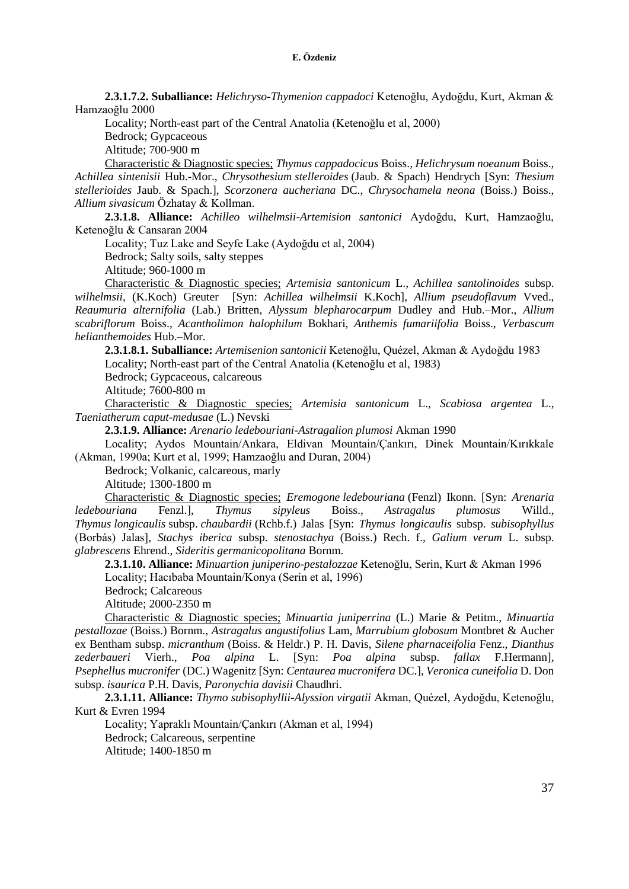**2.3.1.7.2. Suballiance:** *Helichryso-Thymenion cappadoci* Ketenoğlu, Aydoğdu, Kurt, Akman & Hamzaoğlu 2000

Locality; North-east part of the Central Anatolia (Ketenoğlu et al, 2000)

Bedrock; Gypcaceous

Altitude; 700-900 m

Characteristic & Diagnostic species; *Thymus cappadocicus* Boiss., *Helichrysum noeanum* Boiss., *Achillea sintenisii* Hub.-Mor., *Chrysothesium stelleroides* (Jaub. & Spach) Hendrych [Syn: *Thesium stellerioides* Jaub. & Spach.], *Scorzonera aucheriana* DC., *Chrysochamela neona* (Boiss.) Boiss., *Allium sivasicum* Özhatay & Kollman.

**2.3.1.8. Alliance:** *Achilleo wilhelmsii-Artemision santonici* Aydoğdu, Kurt, Hamzaoğlu, Ketenoğlu & Cansaran 2004

Locality; Tuz Lake and Seyfe Lake (Aydoğdu et al, 2004)

Bedrock; Salty soils, salty steppes

Altitude; 960-1000 m

Characteristic & Diagnostic species; *Artemisia santonicum* L., *Achillea santolinoides* subsp. *wilhelmsii*, (K.Koch) Greuter [Syn: *Achillea wilhelmsii* K.Koch], *Allium pseudoflavum* Vved., *Reaumuria alternifolia* (Lab.) Britten, *Alyssum blepharocarpum* Dudley and Hub.–Mor., *Allium scabriflorum* Boiss., *Acantholimon halophilum* Bokhari, *Anthemis fumariifolia* Boiss., *Verbascum helianthemoides* Hub.–Mor.

**2.3.1.8.1. Suballiance:** *Artemisenion santonicii* Ketenoğlu, Quézel, Akman & Aydoğdu 1983

Locality; North-east part of the Central Anatolia (Ketenoğlu et al, 1983)

Bedrock; Gypcaceous, calcareous

Altitude; 7600-800 m

Characteristic & Diagnostic species; *Artemisia santonicum* L., *Scabiosa argentea* L., *Taeniatherum caput-medusae* (L.) Nevski

**2.3.1.9. Alliance:** *Arenario ledebouriani-Astragalion plumosi* Akman 1990

Locality; Aydos Mountain/Ankara, Eldivan Mountain/Çankırı, Dinek Mountain/Kırıkkale (Akman, 1990a; Kurt et al, 1999; Hamzaoğlu and Duran, 2004)

Bedrock; Volkanic, calcareous, marly

Altitude; 1300-1800 m

Characteristic & Diagnostic species; *Eremogone ledebouriana* (Fenzl) Ikonn. [Syn: *Arenaria ledebouriana* Fenzl.], *Thymus sipyleus* Boiss., *Astragalus plumosus* Willd., *Thymus longicaulis* subsp. *chaubardii* (Rchb.f.) Jalas [Syn: *Thymus longicaulis* subsp. *subisophyllus* (Borbás) Jalas], *Stachys iberica* subsp. *stenostachya* (Boiss.) Rech. f., *Galium verum* L. subsp. *glabrescens* Ehrend., *Sideritis germanicopolitana* Bornm.

**2.3.1.10. Alliance:** *Minuartion juniperino-pestalozzae* Ketenoğlu, Serin, Kurt & Akman 1996

Locality; Hacıbaba Mountain/Konya (Serin et al, 1996)

Bedrock; Calcareous

Altitude; 2000-2350 m

Characteristic & Diagnostic species; *Minuartia juniperrina* (L.) Marie & Petitm., *Minuartia pestallozae* (Boiss.) Bornm., *Astragalus angustifolius* Lam, *Marrubium globosum* Montbret & Aucher ex Bentham subsp. *micranthum* (Boiss. & Heldr.) P. H. Davis, *Silene pharnaceifolia* Fenz., *Dianthus zederbaueri* Vierh., *Poa alpina* L. [Syn: *Poa alpina* subsp. *fallax* F.Hermann], *Psephellus mucronifer* (DC.) Wagenitz [Syn: *Centaurea mucronifera* DC.], *Veronica cuneifolia* D. Don subsp. *isaurica* P.H. Davis, *Paronychia davisii* Chaudhri.

**2.3.1.11. Alliance:** *Thymo subisophyllii-Alyssion virgatii* Akman, Quézel, Aydoğdu, Ketenoğlu, Kurt & Evren 1994

Locality; Yapraklı Mountain/Çankırı (Akman et al, 1994)

Bedrock; Calcareous, serpentine

Altitude; 1400-1850 m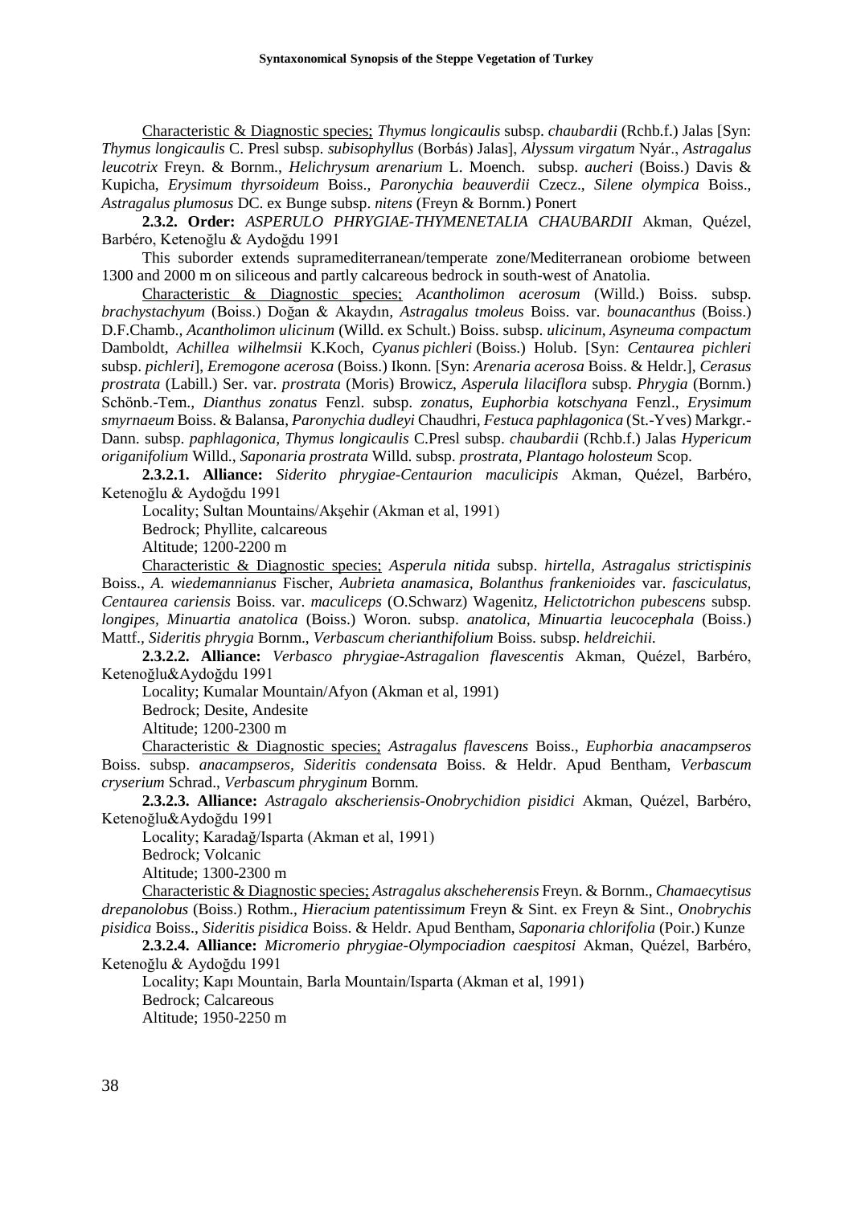Characteristic & Diagnostic species; *Thymus longicaulis* subsp. *chaubardii* (Rchb.f.) Jalas [Syn: *Thymus longicaulis* C. Presl subsp. *subisophyllus* (Borbás) Jalas], *Alyssum virgatum* Nyár., *Astragalus leucotrix* Freyn. & Bornm., *Helichrysum arenarium* L. Moench. subsp. *aucheri* (Boiss.) Davis & Kupicha, *Erysimum thyrsoideum* Boiss., *Paronychia beauverdii* Czecz., *Silene olympica* Boiss., *Astragalus plumosus* DC. ex Bunge subsp. *nitens* (Freyn & Bornm.) Ponert

**2.3.2. Order:** *ASPERULO PHRYGIAE-THYMENETALIA CHAUBARDII* Akman, Quézel, Barbéro, Ketenoğlu & Aydoğdu 1991

This suborder extends supramediterranean/temperate zone/Mediterranean orobiome between 1300 and 2000 m on siliceous and partly calcareous bedrock in south-west of Anatolia.

Characteristic & Diagnostic species; *Acantholimon acerosum* (Willd.) Boiss. subsp. *brachystachyum* (Boiss.) Doğan & Akaydın, *Astragalus tmoleus* Boiss. var. *bounacanthus* (Boiss.) D.F.Chamb., *Acantholimon ulicinum* (Willd. ex Schult.) Boiss. subsp. *ulicinum*, *Asyneuma compactum* Damboldt, *Achillea wilhelmsii* K.Koch, *Cyanus pichleri* (Boiss.) Holub. [Syn: *Centaurea pichleri* subsp. *pichleri*], *Eremogone acerosa* (Boiss.) Ikonn. [Syn: *Arenaria acerosa* Boiss. & Heldr.], *Cerasus prostrata* (Labill.) Ser. var. *prostrata* (Moris) Browicz, *Asperula lilaciflora* subsp. *Phrygia* (Bornm.) Schönb.-Tem., *Dianthus zonatus* Fenzl. subsp. *zonatus*, *Euphorbia kotschyana* Fenzl., *Erysimum smyrnaeum* Boiss. & Balansa, *Paronychia dudleyi* Chaudhri, *Festuca paphlagonica* (St.-Yves) Markgr.-Dann. subsp. *paphlagonica*, *Thymus longicaulis* C.Presl subsp. *chaubardii* (Rchb.f.) Jalas *Hypericum origanifolium* Willd., *Saponaria prostrata* Willd. subsp. *prostrata*, *Plantago holosteum* Scop.

**2.3.2.1. Alliance:** *Siderito phrygiae-Centaurion maculicipis* Akman, Quézel, Barbéro, Ketenoğlu & Aydoğdu 1991

Locality; Sultan Mountains/Akşehir (Akman et al, 1991)

Bedrock; Phyllite, calcareous

Altitude; 1200-2200 m

Characteristic & Diagnostic species; *Asperula nitida* subsp. *hirtella*, *Astragalus strictispinis* Boiss., *A. wiedemannianus* Fischer, *Aubrieta anamasica*, *Bolanthus frankenioides* var. *fasciculatus*, *Centaurea cariensis* Boiss. var. *maculiceps* (O.Schwarz) Wagenitz, *Helictotrichon pubescens* subsp. *longipes*, *Minuartia anatolica* (Boiss.) Woron. subsp. *anatolica*, *Minuartia leucocephala* (Boiss.) Mattf., *Sideritis phrygia* Bornm., *Verbascum cherianthifolium* Boiss. subsp. *heldreichii*.

**2.3.2.2. Alliance:** *Verbasco phrygiae-Astragalion flavescentis* Akman, Quézel, Barbéro, Ketenoğlu&Aydoğdu 1991

Locality; Kumalar Mountain/Afyon (Akman et al, 1991)

Bedrock; Desite, Andesite

Altitude; 1200-2300 m

Characteristic & Diagnostic species; *Astragalus flavescens* Boiss., *Euphorbia anacampseros* Boiss. subsp. *anacampseros*, *Sideritis condensata* Boiss. & Heldr. Apud Bentham, *Verbascum cryserium* Schrad., *Verbascum phryginum* Bornm.

**2.3.2.3. Alliance:** *Astragalo akscheriensis-Onobrychidion pisidici* Akman, Quézel, Barbéro, Ketenoğlu&Aydoğdu 1991

Locality; Karadağ/Isparta (Akman et al, 1991)

Bedrock; Volcanic

Altitude; 1300-2300 m

Characteristic & Diagnostic species; *Astragalus akscheherensis* Freyn. & Bornm., *Chamaecytisus drepanolobus* (Boiss.) Rothm., *Hieracium patentissimum* Freyn & Sint. ex Freyn & Sint., *Onobrychis pisidica* Boiss., *Sideritis pisidica* Boiss. & Heldr. Apud Bentham, *Saponaria chlorifolia* (Poir.) Kunze

**2.3.2.4. Alliance:** *Micromerio phrygiae-Olympociadion caespitosi* Akman, Quézel, Barbéro, Ketenoğlu & Aydoğdu 1991

Locality; Kapı Mountain, Barla Mountain/Isparta (Akman et al, 1991)

Bedrock; Calcareous

Altitude; 1950-2250 m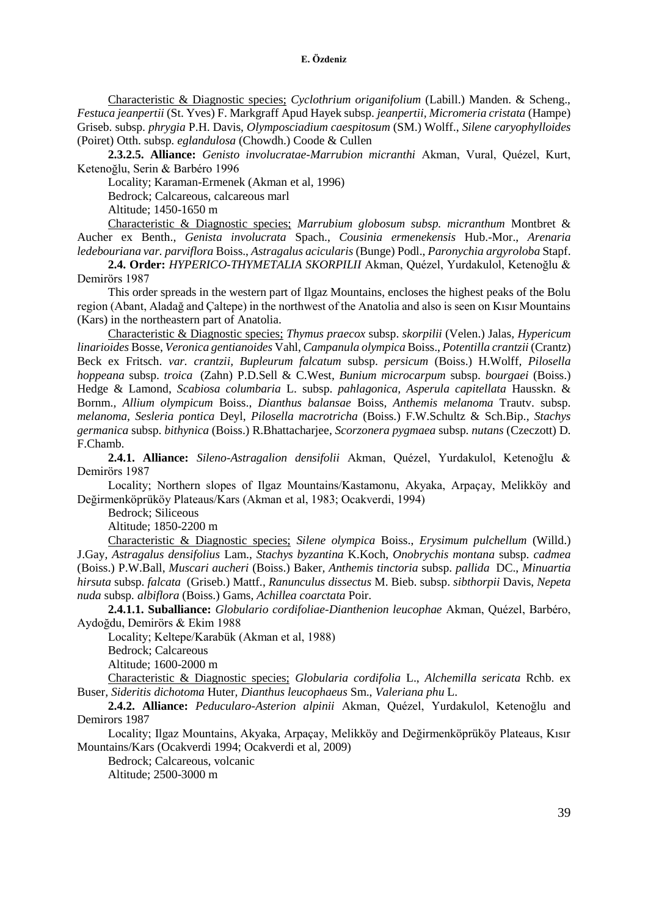<u>Characteristic & Diagnostic species;</u> *Cyclothrium origanifolium* (Labill.) Manden. & Scheng., *Festuca jeanpertii* (St. Yves) F. Markgraff Apud Hayek subsp. *jeanpertii*, *Micromeria cristata* (Hampe) Griseb. subsp. *phrygia* P.H. Davis, *Olymposciadium caespitosum* (SM.) Wolff., *Silene caryophylloides* (Poiret) Otth. subsp. *eglandulosa* (Chowdh.) Coode & Cullen

**2.3.2.5. Alliance:** *Genisto involucratae-Marrubion micranthi* Akman, Vural, Quézel, Kurt, Ketenoğlu, Serin & Barbéro 1996

Locality; Karaman-Ermenek (Akman et al, 1996)

Bedrock; Calcareous, calcareous marl

Altitude; 1450-1650 m

<u>Characteristic & Diagnostic species;</u> *Marrubium globosum subsp. micranthum* Montbret & Aucher ex Benth., *Genista involucrata* Spach., *Cousinia ermenekensis* Hub.-Mor., *Arenaria ledebouriana var. parviflora* Boiss., *Astragalus acicularis* (Bunge) Podl., *Paronychia argyroloba* Stapf.

**2.4. Order:** *HYPERICO-THYMETALIA SKORPILII* Akman, Quézel, Yurdakulol, Ketenoğlu & Demirörs 1987

This order spreads in the western part of Ilgaz Mountains, encloses the highest peaks of the Bolu region (Abant, Aladağ and Çaltepe) in the northwest of the Anatolia and also is seen on Kısır Mountains (Kars) in the northeastern part of Anatolia.

<u>Characteristic & Diagnostic species;</u> *Thymus praecox* subsp. *skorpilii* (Velen.) Jalas, *Hypericum linarioides* Bosse, *Veronica gentianoides* Vahl, *Campanula olympica* Boiss., *Potentilla crantzii* (Crantz) Beck ex Fritsch. *var. crantzii, Bupleurum falcatum* subsp. *persicum* (Boiss.) H.Wolff, *Pilosella hoppeana* subsp. *troica* (Zahn) P.D.Sell & C.West, *Bunium microcarpum* subsp. *bourgaei* (Boiss.) Hedge & Lamond, *Scabiosa columbaria* L. subsp. *pahlagonica, Asperula capitellata* Hausskn. & Bornm., *Allium olympicum* Boiss., *Dianthus balansae* Boiss, *Anthemis melanoma* Trautv. subsp. *melanoma, Sesleria pontica* Deyl, *Pilosella macrotricha* (Boiss.) F.W.Schultz & Sch.Bip., *Stachys germanica* subsp. *bithynica* (Boiss.) R.Bhattacharjee, *Scorzonera pygmaea* subsp. *nutans* (Czeczott) D. F.Chamb.

**2.4.1. Alliance:** *Sileno-Astragalion densifolii* Akman, Quézel, Yurdakulol, Ketenoğlu & Demirörs 1987

Locality; Northern slopes of Ilgaz Mountains/Kastamonu, Akyaka, Arpaçay, Melikköy and Değirmenköprüköy Plateaus/Kars (Akman et al, 1983; Ocakverdi, 1994)

Bedrock; Siliceous

Altitude; 1850-2200 m

<u>Characteristic & Diagnostic species;</u> *Silene olympica* Boiss., *Erysimum pulchellum* (Willd.) J.Gay, *Astragalus densifolius* Lam., *Stachys byzantina* K.Koch, *Onobrychis montana* subsp. *cadmea* (Boiss.) P.W.Ball, *Muscari aucheri* (Boiss.) Baker, *Anthemis tinctoria* subsp. *pallida* DC., *Minuartia hirsuta* subsp. *falcata* (Griseb.) Mattf., *Ranunculus dissectus* M. Bieb. subsp. *sibthorpii* Davis, *Nepeta nuda* subsp*. albiflora* (Boiss.) Gams, *Achillea coarctata* Poir.

**2.4.1.1. Suballiance:** *Globulario cordifoliae-Dianthenion leucophae* Akman, Quézel, Barbéro, Aydoğdu, Demirörs & Ekim 1988

Locality; Keltepe/Karabük (Akman et al, 1988)

Bedrock; Calcareous

Altitude; 1600-2000 m

<u>Characteristic & Diagnostic species;</u> *Globularia cordifolia* L., *Alchemilla sericata* Rchb. ex Buser, *Sideritis dichotoma* Huter, *Dianthus leucophaeus* Sm., *Valeriana phu* L.

**2.4.2. Alliance:** *Peducularo-Asterion alpinii* Akman, Quézel, Yurdakulol, Ketenoğlu and Demirors 1987

Locality; Ilgaz Mountains, Akyaka, Arpaçay, Melikköy and Değirmenköprüköy Plateaus, Kısır Mountains/Kars (Ocakverdi 1994; Ocakverdi et al, 2009)

Bedrock; Calcareous, volcanic

Altitude; 2500-3000 m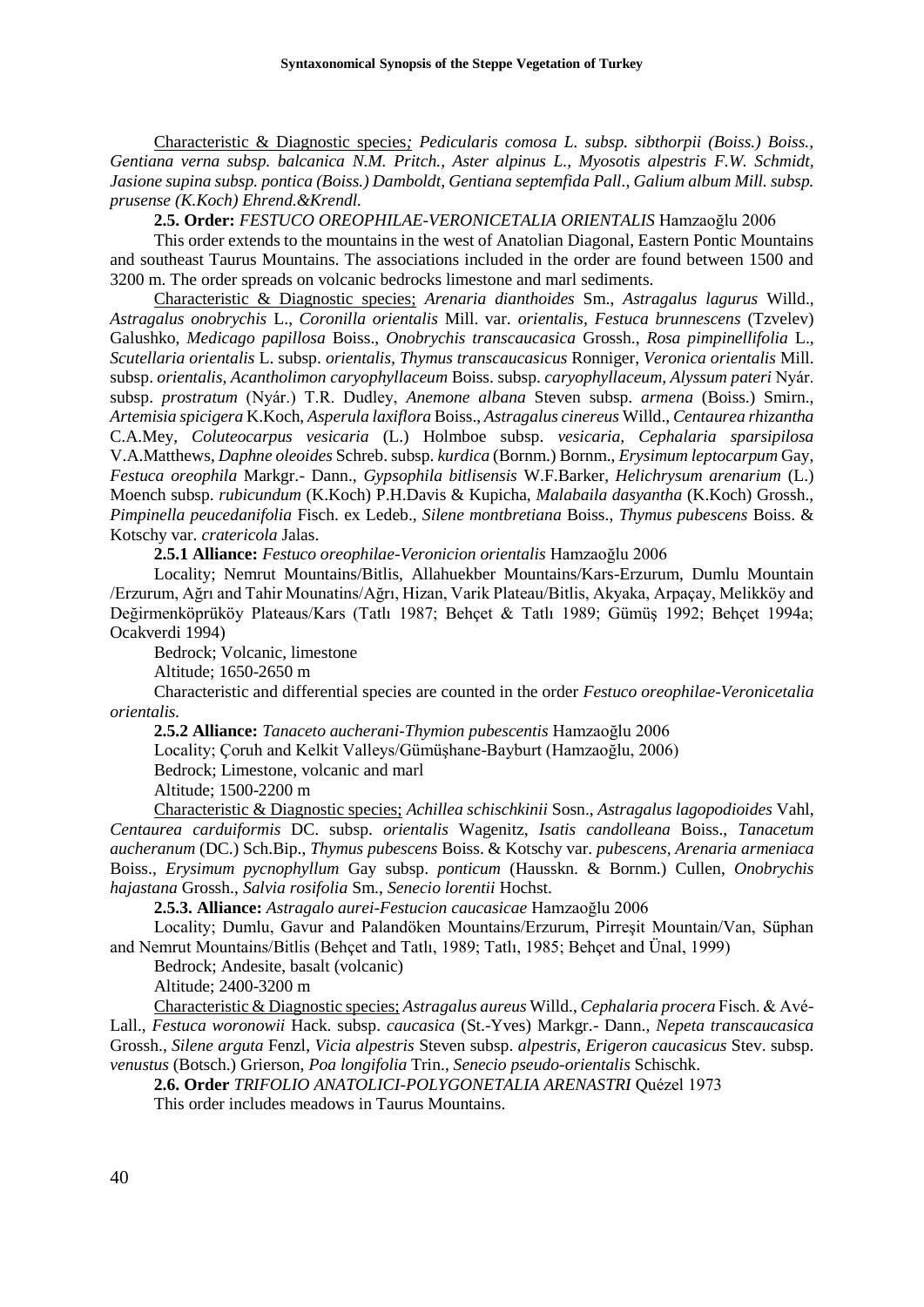Characteristic & Diagnostic species; *Pedicularis comosa L. subsp. sibthorpii (Boiss.) Boiss., Gentiana verna subsp. balcanica N.M. Pritch., Aster alpinus L., Myosotis alpestris F.W. Schmidt, Jasione supina subsp. pontica (Boiss.) Damboldt, Gentiana septemfida Pall., Galium album Mill. subsp. prusense (K.Koch) Ehrend.&Krendl.*

**2.5. Order:** *FESTUCO OREOPHILAE-VERONICETALIA ORIENTALIS* Hamzaoğlu 2006

This order extends to the mountains in the west of Anatolian Diagonal, Eastern Pontic Mountains and southeast Taurus Mountains. The associations included in the order are found between 1500 and 3200 m. The order spreads on volcanic bedrocks limestone and marl sediments.

Characteristic & Diagnostic species; *Arenaria dianthoides* Sm., *Astragalus lagurus* Willd., *Astragalus onobrychis* L., *Coronilla orientalis* Mill. var. *orientalis, Festuca brunnescens* (Tzvelev) Galushko, *Medicago papillosa* Boiss., *Onobrychis transcaucasica* Grossh., *Rosa pimpinellifolia* L., *Scutellaria orientalis* L. subsp. *orientalis, Thymus transcaucasicus* Ronniger, *Veronica orientalis* Mill. subsp. *orientalis, Acantholimon caryophyllaceum* Boiss. subsp. *caryophyllaceum, Alyssum pateri* Nyár. subsp. *prostratum* (Nyár.) T.R. Dudley, *Anemone albana* Steven subsp. *armena* (Boiss.) Smirn., *Artemisia spicigera* K.Koch, *Asperula laxiflora* Boiss., *Astragalus cinereus* Willd., *Centaurea rhizantha* C.A.Mey, *Coluteocarpus vesicaria* (L.) Holmboe subsp. *vesicaria, Cephalaria sparsipilosa* V.A.Matthews, *Daphne oleoides* Schreb. subsp. *kurdica* (Bornm.) Bornm., *Erysimum leptocarpum* Gay, *Festuca oreophila* Markgr.- Dann., *Gypsophila bitlisensis* W.F.Barker, *Helichrysum arenarium* (L.) Moench subsp. *rubicundum* (K.Koch) P.H.Davis & Kupicha, *Malabaila dasyantha* (K.Koch) Grossh., *Pimpinella peucedanifolia* Fisch. ex Ledeb., *Silene montbretiana* Boiss., *Thymus pubescens* Boiss. & Kotschy var. *cratericola* Jalas.

**2.5.1 Alliance:** *Festuco oreophilae-Veronicion orientalis* Hamzaoğlu 2006

Locality; Nemrut Mountains/Bitlis, Allahuekber Mountains/Kars-Erzurum, Dumlu Mountain /Erzurum, Ağrı and Tahir Mounatins/Ağrı, Hizan, Varik Plateau/Bitlis, Akyaka, Arpaçay, Melikköy and Değirmenköprüköy Plateaus/Kars (Tatlı 1987; Behçet & Tatlı 1989; Gümüş 1992; Behçet 1994a; Ocakverdi 1994)

Bedrock; Volcanic, limestone

Altitude; 1650-2650 m

Characteristic and differential species are counted in the order *Festuco oreophilae-Veronicetalia orientalis.*

**2.5.2 Alliance:** *Tanaceto aucherani-Thymion pubescentis* Hamzaoğlu 2006

Locality; Çoruh and Kelkit Valleys/Gümüşhane-Bayburt (Hamzaoğlu, 2006)

Bedrock; Limestone, volcanic and marl

Altitude; 1500-2200 m

Characteristic & Diagnostic species; *Achillea schischkinii* Sosn., *Astragalus lagopodioides* Vahl, *Centaurea carduiformis* DC. subsp. *orientalis* Wagenitz, *Isatis candolleana* Boiss., *Tanacetum aucheranum* (DC.) Sch.Bip., *Thymus pubescens* Boiss. & Kotschy var. *pubescens*, *Arenaria armeniaca* Boiss., *Erysimum pycnophyllum* Gay subsp. *ponticum* (Hausskn. & Bornm.) Cullen, *Onobrychis hajastana* Grossh., *Salvia rosifolia* Sm., *Senecio lorentii* Hochst.

**2.5.3. Alliance:** *Astragalo aurei-Festucion caucasicae* Hamzaoğlu 2006

Locality; Dumlu, Gavur and Palandöken Mountains/Erzurum, Pirreşit Mountain/Van, Süphan and Nemrut Mountains/Bitlis (Behçet and Tatlı, 1989; Tatlı, 1985; Behçet and Ünal, 1999)

Bedrock; Andesite, basalt (volcanic)

Altitude; 2400-3200 m

Characteristic & Diagnostic species; *Astragalus aureus* Willd., *Cephalaria procera* Fisch. & Avé-Lall., *Festuca woronowii* Hack. subsp. *caucasica* (St.-Yves) Markgr.- Dann., *Nepeta transcaucasica* Grossh., *Silene arguta* Fenzl, *Vicia alpestris* Steven subsp. *alpestris*, *Erigeron caucasicus* Stev. subsp. *venustus* (Botsch.) Grierson, *Poa longifolia* Trin., *Senecio pseudo-orientalis* Schischk.

**2.6. Order** *TRIFOLIO ANATOLICI-POLYGONETALIA ARENASTRI* Quézel 1973

This order includes meadows in Taurus Mountains.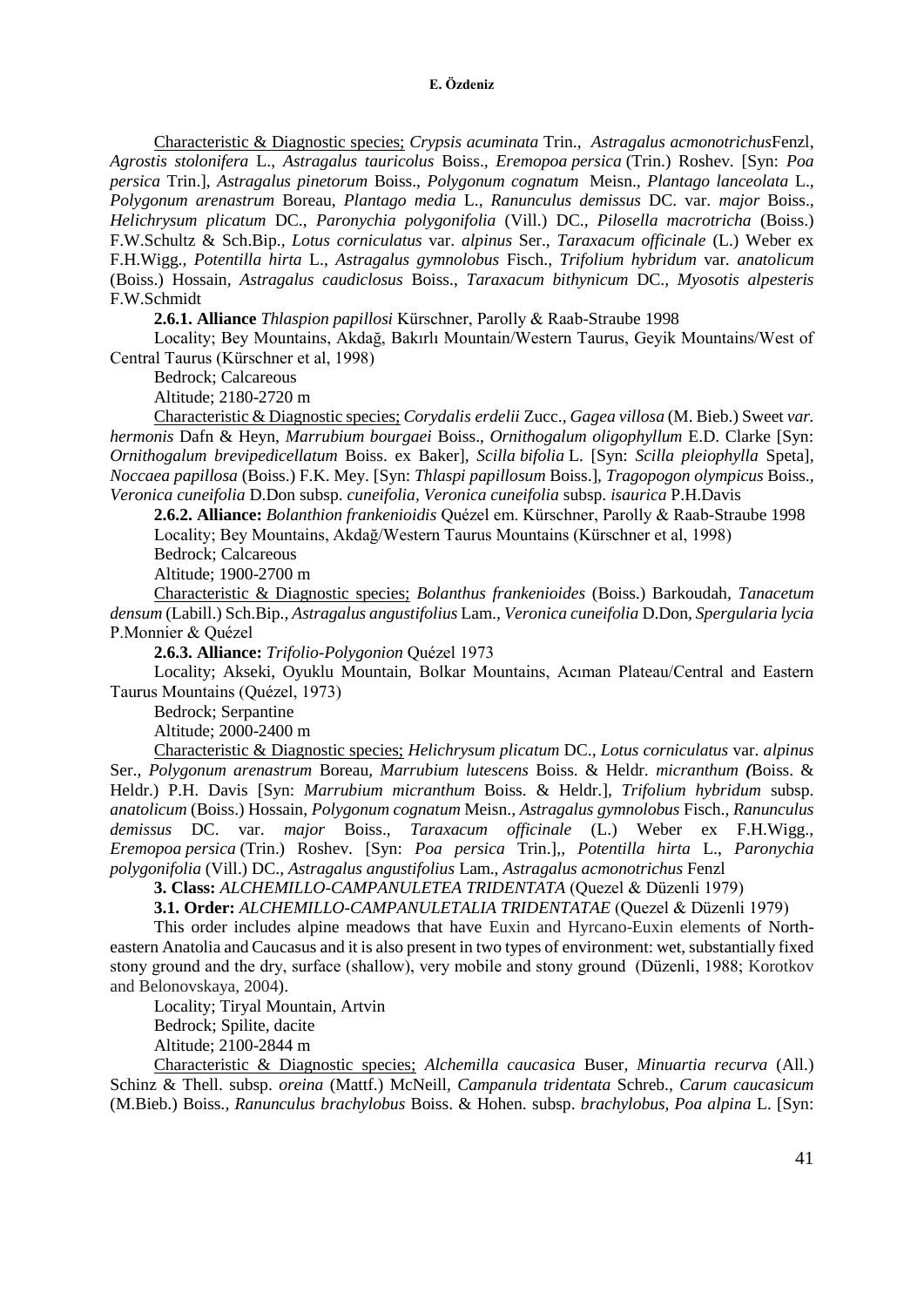Characteristic & Diagnostic species; *Crypsis acuminata* Trin., *Astragalus acmonotrichus*Fenzl, *Agrostis stolonifera* L., *Astragalus tauricolus* Boiss., *Eremopoa persica* (Trin.) Roshev. [Syn: *Poa persica* Trin.], *Astragalus pinetorum* Boiss., *Polygonum cognatum* Meisn., *Plantago lanceolata* L., *Polygonum arenastrum* Boreau, *Plantago media* L., *Ranunculus demissus* DC. var. *major* Boiss., *Helichrysum plicatum* DC., *Paronychia polygonifolia* (Vill.) DC., *Pilosella macrotricha* (Boiss.) F.W.Schultz & Sch.Bip., *Lotus corniculatus* var. *alpinus* Ser., *Taraxacum officinale* (L.) Weber ex F.H.Wigg., *Potentilla hirta* L., *Astragalus gymnolobus* Fisch., *Trifolium hybridum* var. *anatolicum* (Boiss.) Hossain, *Astragalus caudiclosus* Boiss., *Taraxacum bithynicum* DC., *Myosotis alpesteris* F.W.Schmidt

**2.6.1. Alliance** *Thlaspion papillosi* Kürschner, Parolly & Raab-Straube 1998

Locality; Bey Mountains, Akdağ, Bakırlı Mountain/Western Taurus, Geyik Mountains/West of Central Taurus (Kürschner et al, 1998)

Bedrock; Calcareous

Altitude; 2180-2720 m

Characteristic & Diagnostic species; *Corydalis erdelii* Zucc., *Gagea villosa* (M. Bieb.) Sweet *var. hermonis* Dafn & Heyn, *Marrubium bourgaei* Boiss., *Ornithogalum oligophyllum* E.D. Clarke [Syn: *Ornithogalum brevipedicellatum* Boiss. ex Baker], *Scilla bifolia* L. [Syn: *Scilla pleiophylla* Speta], *Noccaea papillosa* (Boiss.) F.K. Mey. [Syn: *Thlaspi papillosum* Boiss.], *Tragopogon olympicus* Boiss., *Veronica cuneifolia* D.Don subsp. *cuneifolia*, *Veronica cuneifolia* subsp. *isaurica* P.H.Davis

**2.6.2. Alliance:** *Bolanthion frankenioidis* Quézel em. Kürschner, Parolly & Raab-Straube 1998

Locality; Bey Mountains, Akdağ/Western Taurus Mountains (Kürschner et al, 1998)

Bedrock; Calcareous

Altitude; 1900-2700 m

Characteristic & Diagnostic species; *Bolanthus frankenioides* (Boiss.) Barkoudah, *Tanacetum densum* (Labill.) Sch.Bip., *Astragalus angustifolius* Lam., *Veronica cuneifolia* D.Don, *Spergularia lycia* P.Monnier & Quézel

**2.6.3. Alliance:** *Trifolio-Polygonion* Quézel 1973

Locality; Akseki, Oyuklu Mountain, Bolkar Mountains, Acıman Plateau/Central and Eastern Taurus Mountains (Quézel, 1973)

Bedrock; Serpantine

Altitude; 2000-2400 m

Characteristic & Diagnostic species; *Helichrysum plicatum* DC., *Lotus corniculatus* var. *alpinus* Ser., *Polygonum arenastrum* Boreau, *Marrubium lutescens* Boiss. & Heldr. *micranthum (*Boiss. & Heldr.) P.H. Davis [Syn: *Marrubium micranthum* Boiss. & Heldr.], *Trifolium hybridum* subsp. *anatolicum* (Boiss.) Hossain, *Polygonum cognatum* Meisn., *Astragalus gymnolobus* Fisch., *Ranunculus demissus* DC. var. *major* Boiss., *Taraxacum officinale* (L.) Weber ex F.H.Wigg., *Eremopoa persica* (Trin.) Roshev. [Syn: *Poa persica* Trin.],, *Potentilla hirta* L., *Paronychia polygonifolia* (Vill.) DC., *Astragalus angustifolius* Lam., *Astragalus acmonotrichus* Fenzl

**3. Class:** *ALCHEMILLO-CAMPANULETEA TRIDENTATA* (Quezel & Düzenli 1979)

**3.1. Order:** *ALCHEMILLO-CAMPANULETALIA TRIDENTATAE* (Quezel & Düzenli 1979)

This order includes alpine meadows that have Euxin and Hyrcano-Euxin elements of North-eastern Anatolia and Caucasus and it is also present in two types of environment: wet, substantially fixed stony ground and the dry, surface (shallow), very mobile and stony ground (Düzenli, 1988; Korotkov and Belonovskaya, 2004).

Locality; Tiryal Mountain, Artvin

Bedrock; Spilite, dacite

Altitude; 2100-2844 m

Characteristic & Diagnostic species; *Alchemilla caucasica* Buser, *Minuartia recurva* (All.) Schinz & Thell. subsp. *oreina* (Mattf.) McNeill, *Campanula tridentata* Schreb., *Carum caucasicum* (M.Bieb.) Boiss., *Ranunculus brachylobus* Boiss. & Hohen. subsp. *brachylobus*, *Poa alpina* L. [Syn: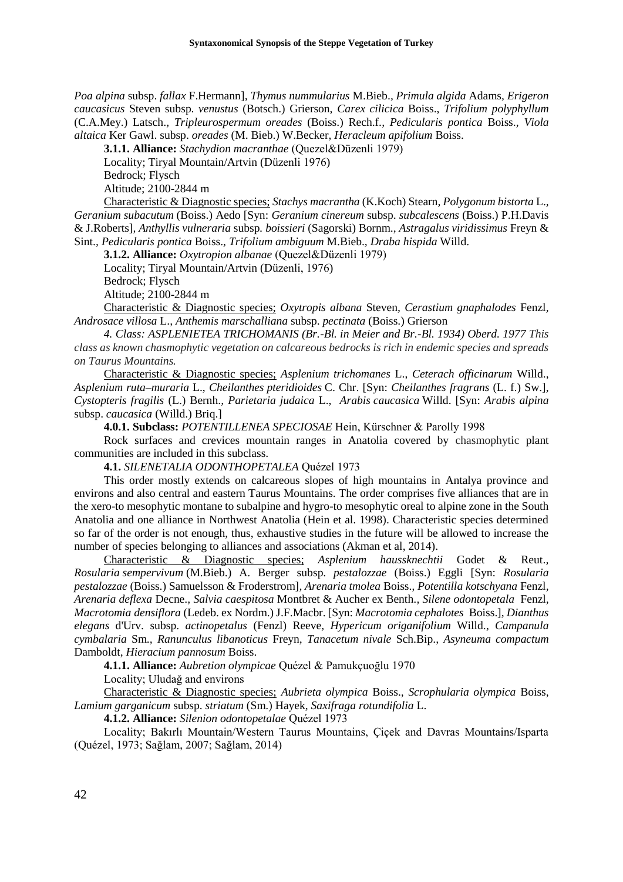*Poa alpina* subsp. *fallax* F.Hermann], *Thymus nummularius* M.Bieb., *Primula algida* Adams, *Erigeron caucasicus* Steven subsp. *venustus* (Botsch.) Grierson, *Carex cilicica* Boiss., *Trifolium polyphyllum* (C.A.Mey.) Latsch., *Tripleurospermum oreades* (Boiss.) Rech.f., *Pedicularis pontica* Boiss., *Viola altaica* Ker Gawl. subsp. *oreades* (M. Bieb.) W.Becker, *Heracleum apifolium* Boiss.

**3.1.1. Alliance:** *Stachydion macranthae* (Quezel&Düzenli 1979)

Locality; Tiryal Mountain/Artvin (Düzenli 1976)

Bedrock; Flysch

Altitude; 2100-2844 m

Characteristic & Diagnostic species; *Stachys macrantha* (K.Koch) Stearn, *Polygonum bistorta* L., *Geranium subacutum* (Boiss.) Aedo [Syn: *Geranium cinereum* subsp. *subcalescens* (Boiss.) P.H.Davis & J.Roberts], *Anthyllis vulneraria* subsp. *boissieri* (Sagorski) Bornm., *Astragalus viridissimus* Freyn & Sint., *Pedicularis pontica* Boiss., *Trifolium ambiguum* M.Bieb., *Draba hispida* Willd.

**3.1.2. Alliance:** *Oxytropion albanae* (Quezel&Düzenli 1979)

Locality; Tiryal Mountain/Artvin (Düzenli, 1976)

Bedrock; Flysch

Altitude; 2100-2844 m

Characteristic & Diagnostic species; *Oxytropis albana* Steven, *Cerastium gnaphalodes* Fenzl, *Androsace villosa* L., *Anthemis marschalliana* subsp. *pectinata* (Boiss.) Grierson

*4. Class: ASPLENIETEA TRICHOMANIS (Br.-Bl. in Meier and Br.-Bl. 1934) Oberd. 1977 This class as known chasmophytic vegetation on calcareous bedrocks is rich in endemic species and spreads on Taurus Mountains.*

Characteristic & Diagnostic species; *Asplenium trichomanes* L., *Ceterach officinarum* Willd., *Asplenium ruta–muraria* L., *Cheilanthes pteridioides* C. Chr. [Syn: *Cheilanthes fragrans* (L. f.) Sw.], *Cystopteris fragilis* (L.) Bernh., *Parietaria judaica* L., *Arabis caucasica* Willd. [Syn: *Arabis alpina* subsp. *caucasica* (Willd.) Briq.]

**4.0.1. Subclass:** *POTENTILLENEA SPECIOSAE* Hein, Kürschner & Parolly 1998

Rock surfaces and crevices mountain ranges in Anatolia covered by chasmophytic plant communities are included in this subclass.

**4.1.** *SILENETALIA ODONTHOPETALEA* Quézel 1973

This order mostly extends on calcareous slopes of high mountains in Antalya province and environs and also central and eastern Taurus Mountains. The order comprises five alliances that are in the xero-to mesophytic montane to subalpine and hygro-to mesophytic oreal to alpine zone in the South Anatolia and one alliance in Northwest Anatolia (Hein et al. 1998). Characteristic species determined so far of the order is not enough, thus, exhaustive studies in the future will be allowed to increase the number of species belonging to alliances and associations (Akman et al, 2014).

Characteristic & Diagnostic species; *Asplenium haussknechtii* Godet & Reut., *Rosularia sempervivum* (M.Bieb.) A. Berger subsp. *pestalozzae* (Boiss.) Eggli [Syn: *Rosularia pestalozzae* (Boiss.) Samuelsson & Froderstrom], *Arenaria tmolea* Boiss., *Potentilla kotschyana* Fenzl, *Arenaria deflexa* Decne., *Salvia caespitosa* Montbret & Aucher ex Benth., *Silene odontopetala* Fenzl, *Macrotomia densiflora* (Ledeb. ex Nordm.) J.F.Macbr. [Syn: *Macrotomia cephalotes* Boiss.], *Dianthus elegans* d'Urv. subsp. *actinopetalus* (Fenzl) Reeve, *Hypericum origanifolium* Willd., *Campanula cymbalaria* Sm., *Ranunculus libanoticus* Freyn, *Tanacetum nivale* Sch.Bip., *Asyneuma compactum* Damboldt, *Hieracium pannosum* Boiss.

**4.1.1. Alliance:** *Aubretion olympicae* Quézel & Pamukçuoğlu 1970

Locality; Uludağ and environs

Characteristic & Diagnostic species; *Aubrieta olympica* Boiss., *Scrophularia olympica* Boiss, *Lamium garganicum* subsp. *striatum* (Sm.) Hayek, *Saxifraga rotundifolia* L.

**4.1.2. Alliance:** *Silenion odontopetalae* Quézel 1973

Locality; Bakırlı Mountain/Western Taurus Mountains, Çiçek and Davras Mountains/Isparta (Quézel, 1973; Sağlam, 2007; Sağlam, 2014)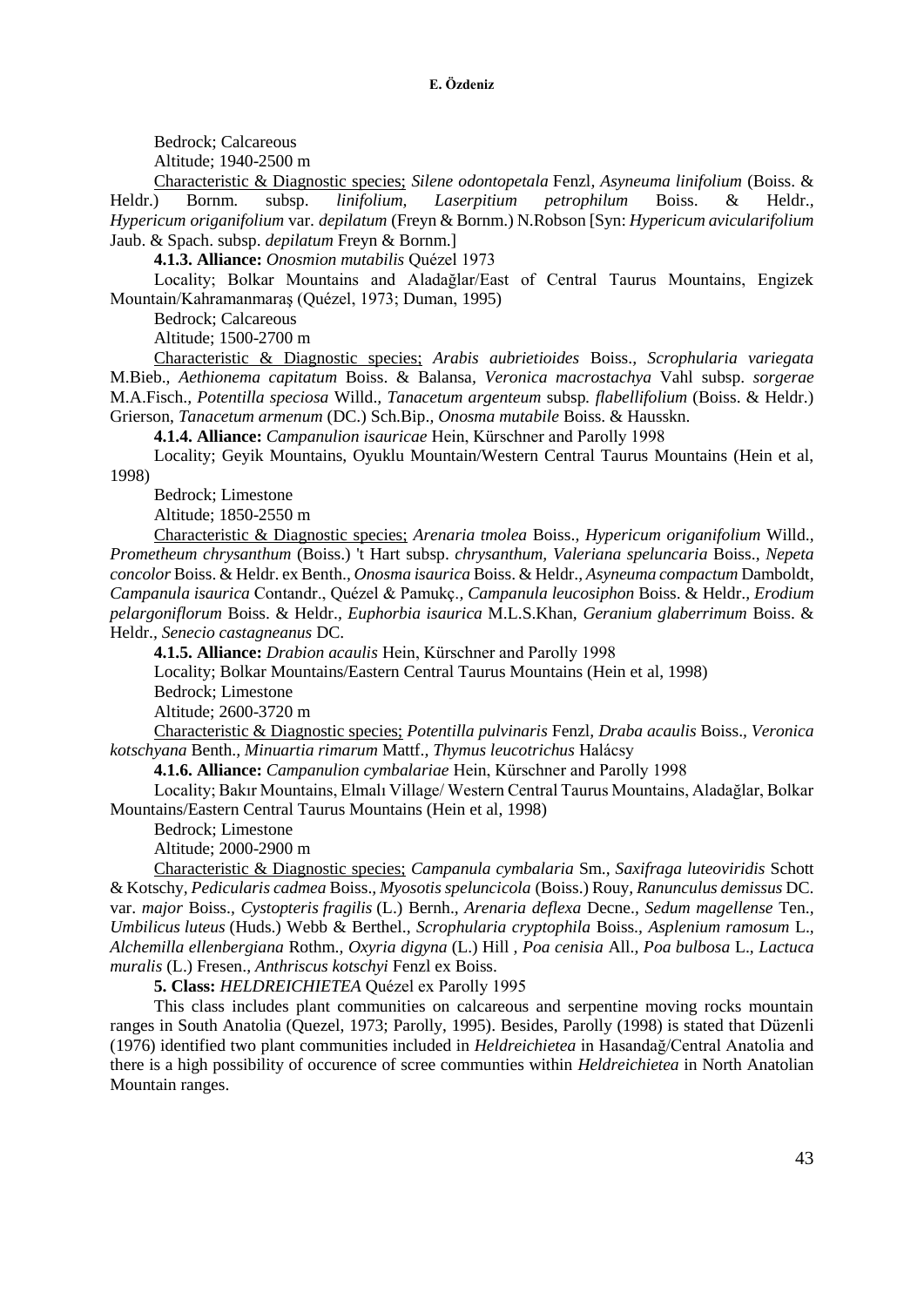Bedrock; Calcareous

Altitude; 1940-2500 m

Characteristic & Diagnostic species; *Silene odontopetala* Fenzl, *Asyneuma linifolium* (Boiss. & Heldr.) Bornm. subsp. *linifolium*, *Laserpitium petrophilum* Boiss. & Heldr., *Hypericum origanifolium* var. *depilatum* (Freyn & Bornm.) N.Robson [Syn: *Hypericum avicularifolium* Jaub. & Spach. subsp. *depilatum* Freyn & Bornm.]

**4.1.3. Alliance:** *Onosmion mutabilis* Quézel 1973

Locality; Bolkar Mountains and Aladağlar/East of Central Taurus Mountains, Engizek Mountain/Kahramanmaraş (Quézel, 1973; Duman, 1995)

Bedrock; Calcareous

Altitude; 1500-2700 m

Characteristic & Diagnostic species; *Arabis aubrietioides* Boiss., *Scrophularia variegata* M.Bieb., *Aethionema capitatum* Boiss. & Balansa, *Veronica macrostachya* Vahl subsp. *sorgerae* M.A.Fisch., *Potentilla speciosa* Willd., *Tanacetum argenteum* subsp. *flabellifolium* (Boiss. & Heldr.) Grierson, *Tanacetum armenum* (DC.) Sch.Bip., *Onosma mutabile* Boiss. & Hausskn.

**4.1.4. Alliance:** *Campanulion isauricae* Hein, Kürschner and Parolly 1998

Locality; Geyik Mountains, Oyuklu Mountain/Western Central Taurus Mountains (Hein et al, 1998)

Bedrock; Limestone

Altitude; 1850-2550 m

Characteristic & Diagnostic species; *Arenaria tmolea* Boiss., *Hypericum origanifolium* Willd., *Prometheum chrysanthum* (Boiss.) 't Hart subsp. *chrysanthum*, *Valeriana speluncaria* Boiss., *Nepeta concolor* Boiss. & Heldr. ex Benth., *Onosma isaurica* Boiss. & Heldr., *Asyneuma compactum* Damboldt, *Campanula isaurica* Contandr., Quézel & Pamukç., *Campanula leucosiphon* Boiss. & Heldr., *Erodium pelargoniflorum* Boiss. & Heldr., *Euphorbia isaurica* M.L.S.Khan, *Geranium glaberrimum* Boiss. & Heldr., *Senecio castagneanus* DC.

**4.1.5. Alliance:** *Drabion acaulis* Hein, Kürschner and Parolly 1998

Locality; Bolkar Mountains/Eastern Central Taurus Mountains (Hein et al, 1998)

Bedrock; Limestone

Altitude; 2600-3720 m

Characteristic & Diagnostic species; *Potentilla pulvinaris* Fenzl, *Draba acaulis* Boiss., *Veronica kotschyana* Benth., *Minuartia rimarum* Mattf., *Thymus leucotrichus* Halácsy

**4.1.6. Alliance:** *Campanulion cymbalariae* Hein, Kürschner and Parolly 1998

Locality; Bakır Mountains, Elmalı Village/ Western Central Taurus Mountains, Aladağlar, Bolkar Mountains/Eastern Central Taurus Mountains (Hein et al, 1998)

Bedrock; Limestone

Altitude; 2000-2900 m

Characteristic & Diagnostic species; *Campanula cymbalaria* Sm., *Saxifraga luteoviridis* Schott & Kotschy, *Pedicularis cadmea* Boiss., *Myosotis speluncicola* (Boiss.) Rouy, *Ranunculus demissus* DC. var. *major* Boiss., *Cystopteris fragilis* (L.) Bernh., *Arenaria deflexa* Decne., *Sedum magellense* Ten., *Umbilicus luteus* (Huds.) Webb & Berthel., *Scrophularia cryptophila* Boiss., *Asplenium ramosum* L., *Alchemilla ellenbergiana* Rothm., *Oxyria digyna* (L.) Hill , *Poa cenisia* All., *Poa bulbosa* L., *Lactuca muralis* (L.) Fresen., *Anthriscus kotschyi* Fenzl ex Boiss.

**5. Class:** *HELDREICHIETEA* Quézel ex Parolly 1995

This class includes plant communities on calcareous and serpentine moving rocks mountain ranges in South Anatolia (Quezel, 1973; Parolly, 1995). Besides, Parolly (1998) is stated that Düzenli (1976) identified two plant communities included in *Heldreichietea* in Hasandağ/Central Anatolia and there is a high possibility of occurence of scree communties within *Heldreichietea* in North Anatolian Mountain ranges.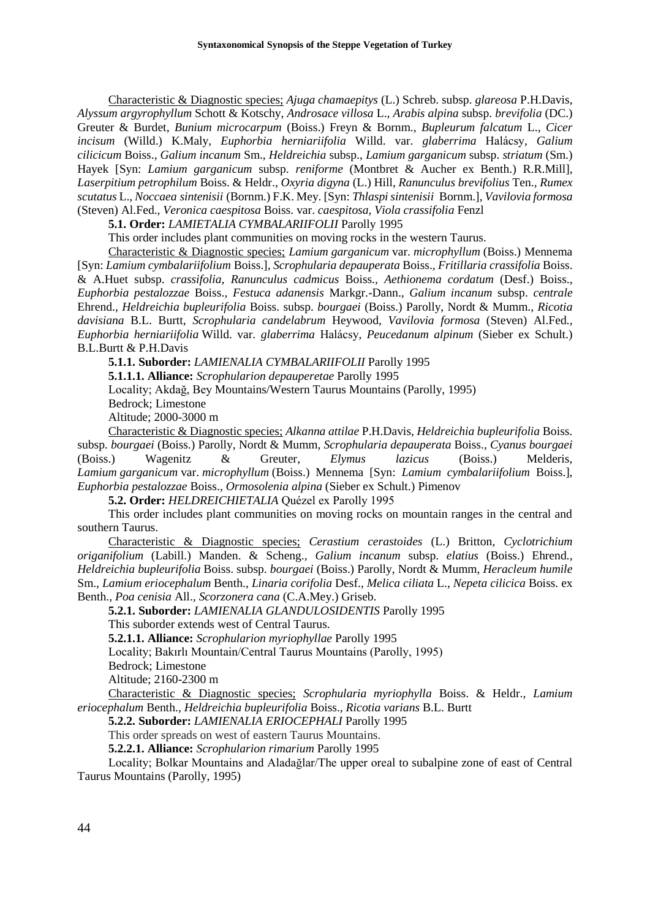Characteristic & Diagnostic species; *Ajuga chamaepitys* (L.) Schreb. subsp. *glareosa* P.H.Davis, *Alyssum argyrophyllum* Schott & Kotschy, *Androsace villosa* L., *Arabis alpina* subsp. *brevifolia* (DC.) Greuter & Burdet, *Bunium microcarpum* (Boiss.) Freyn & Bornm., *Bupleurum falcatum* L., *Cicer incisum* (Willd.) K.Maly, *Euphorbia herniariifolia* Willd. var. *glaberrima* Halácsy, *Galium cilicicum* Boiss., *Galium incanum* Sm., *Heldreichia* subsp., *Lamium garganicum* subsp. *striatum* (Sm.) Hayek [Syn: *Lamium garganicum* subsp. *reniforme* (Montbret & Aucher ex Benth.) R.R.Mill], *Laserpitium petrophilum* Boiss. & Heldr., *Oxyria digyna* (L.) Hill, *Ranunculus brevifolius* Ten., *Rumex scutatus* L., *Noccaea sintenisii* (Bornm.) F.K. Mey. [Syn: *Thlaspi sintenisii* Bornm.], *Vavilovia formosa* (Steven) Al.Fed., *Veronica caespitosa* Boiss. var. *caespitosa*, *Viola crassifolia* Fenzl

**5.1. Order:** *LAMIETALIA CYMBALARIIFOLII* Parolly 1995

This order includes plant communities on moving rocks in the western Taurus.

Characteristic & Diagnostic species; *Lamium garganicum* var. *microphyllum* (Boiss.) Mennema [Syn: *Lamium cymbalariifolium* Boiss.], *Scrophularia depauperata* Boiss., *Fritillaria crassifolia* Boiss. & A.Huet subsp. *crassifolia*, *Ranunculus cadmicus* Boiss., *Aethionema cordatum* (Desf.) Boiss., *Euphorbia pestalozzae* Boiss., *Festuca adanensis* Markgr.-Dann., *Galium incanum* subsp. *centrale* Ehrend., *Heldreichia bupleurifolia* Boiss. subsp. *bourgaei* (Boiss.) Parolly, Nordt & Mumm., *Ricotia davisiana* B.L. Burtt, *Scrophularia candelabrum* Heywood, *Vavilovia formosa* (Steven) Al.Fed., *Euphorbia herniariifolia* Willd. var. *glaberrima* Halácsy, *Peucedanum alpinum* (Sieber ex Schult.) B.L.Burtt & P.H.Davis

**5.1.1. Suborder:** *LAMIENALIA CYMBALARIIFOLII* Parolly 1995

**5.1.1.1. Alliance:** *Scrophularion depauperetae* Parolly 1995

Locality; Akdağ, Bey Mountains/Western Taurus Mountains (Parolly, 1995)

Bedrock; Limestone

Altitude; 2000-3000 m

Characteristic & Diagnostic species; *Alkanna attilae* P.H.Davis, *Heldreichia bupleurifolia* Boiss. subsp. *bourgaei* (Boiss.) Parolly, Nordt & Mumm, *Scrophularia depauperata* Boiss., *Cyanus bourgaei* (Boiss.) Wagenitz & Greuter, *Elymus lazicus* (Boiss.) Melderis, *Lamium garganicum* var. *microphyllum* (Boiss.) Mennema [Syn: *Lamium cymbalariifolium* Boiss.], *Euphorbia pestalozzae* Boiss., *Ormosolenia alpina* (Sieber ex Schult.) Pimenov

**5.2. Order:** *HELDREICHIETALIA* Quézel ex Parolly 1995

This order includes plant communities on moving rocks on mountain ranges in the central and southern Taurus.

Characteristic & Diagnostic species; *Cerastium cerastoides* (L.) Britton, *Cyclotrichium origanifolium* (Labill.) Manden. & Scheng., *Galium incanum* subsp. *elatius* (Boiss.) Ehrend., *Heldreichia bupleurifolia* Boiss. subsp. *bourgaei* (Boiss.) Parolly, Nordt & Mumm, *Heracleum humile* Sm., *Lamium eriocephalum* Benth., *Linaria corifolia* Desf., *Melica ciliata* L., *Nepeta cilicica* Boiss. ex Benth., *Poa cenisia* All., *Scorzonera cana* (C.A.Mey.) Griseb.

**5.2.1. Suborder:** *LAMIENALIA GLANDULOSIDENTIS* Parolly 1995

This suborder extends west of Central Taurus.

**5.2.1.1. Alliance:** *Scrophularion myriophyllae* Parolly 1995

Locality; Bakırlı Mountain/Central Taurus Mountains (Parolly, 1995)

Bedrock; Limestone

Altitude; 2160-2300 m

Characteristic & Diagnostic species; *Scrophularia myriophylla* Boiss. & Heldr., *Lamium eriocephalum* Benth., *Heldreichia bupleurifolia* Boiss., *Ricotia varians* B.L. Burtt

**5.2.2. Suborder:** *LAMIENALIA ERIOCEPHALI* Parolly 1995

This order spreads on west of eastern Taurus Mountains.

**5.2.2.1. Alliance:** *Scrophularion rimarium* Parolly 1995

Locality; Bolkar Mountains and Aladağlar/The upper oreal to subalpine zone of east of Central Taurus Mountains (Parolly, 1995)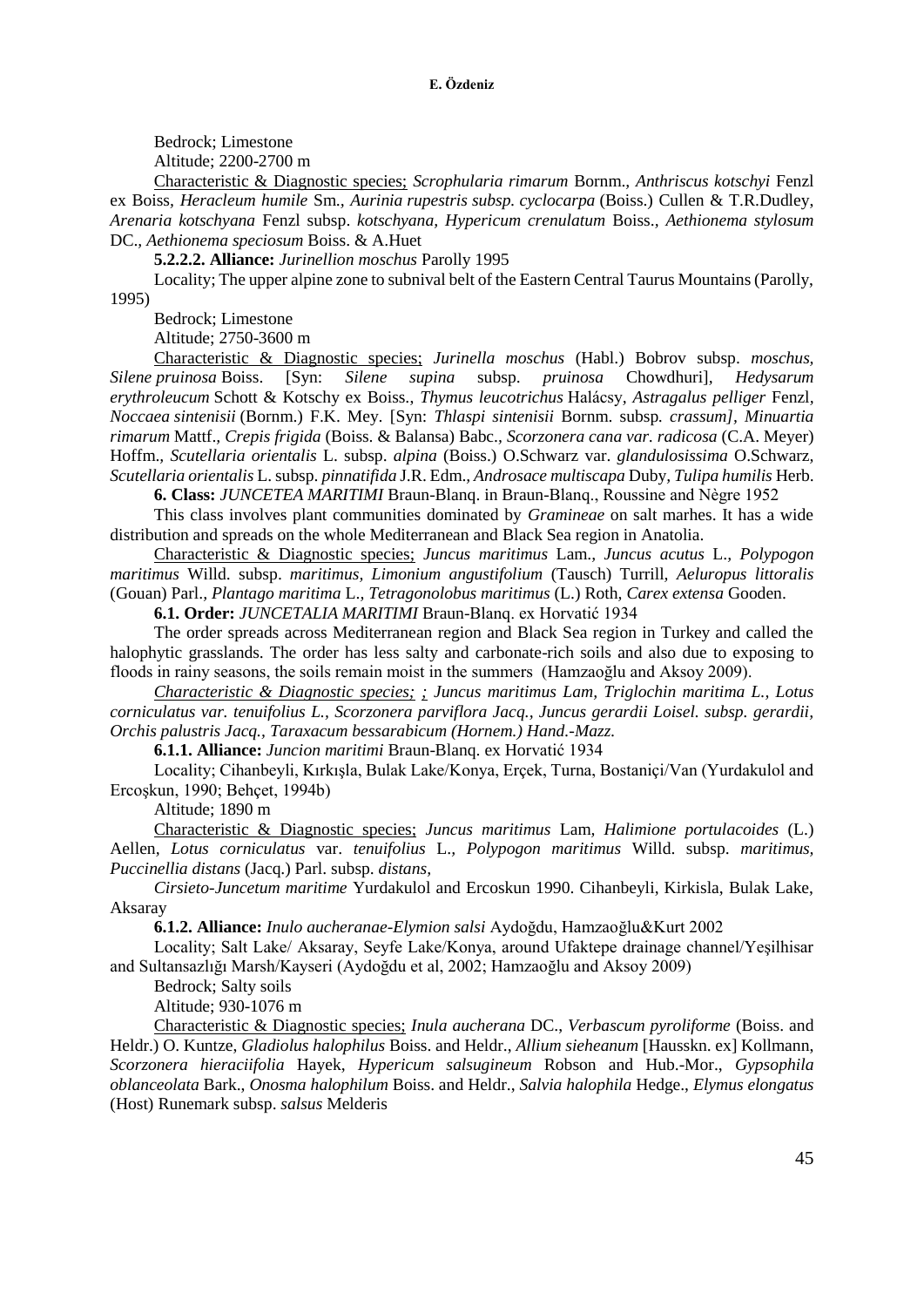Bedrock; Limestone

Altitude; 2200-2700 m

Characteristic & Diagnostic species; *Scrophularia rimarum* Bornm., *Anthriscus kotschyi* Fenzl ex Boiss, *Heracleum humile* Sm., *Aurinia rupestris subsp. cyclocarpa* (Boiss.) Cullen & T.R.Dudley, *Arenaria kotschyana* Fenzl subsp. *kotschyana, Hypericum crenulatum* Boiss., *Aethionema stylosum* DC., *Aethionema speciosum* Boiss. & A.Huet

**5.2.2.2. Alliance:** *Jurinellion moschus* Parolly 1995

Locality; The upper alpine zone to subnival belt of the Eastern Central Taurus Mountains (Parolly, 1995)

Bedrock; Limestone

Altitude; 2750-3600 m

Characteristic & Diagnostic species; *Jurinella moschus* (Habl.) Bobrov subsp. *moschus, Silene pruinosa* Boiss. [Syn: *Silene supina* subsp. *pruinosa* Chowdhuri], *Hedysarum erythroleucum* Schott & Kotschy ex Boiss., *Thymus leucotrichus* Halácsy, *Astragalus pelliger* Fenzl, *Noccaea sintenisii* (Bornm.) F.K. Mey. [Syn: *Thlaspi sintenisii* Bornm. subsp. *crassum], Minuartia rimarum* Mattf., *Crepis frigida* (Boiss. & Balansa) Babc., *Scorzonera cana var. radicosa* (C.A. Meyer) Hoffm., *Scutellaria orientalis* L. subsp. *alpina* (Boiss.) O.Schwarz var. *glandulosissima* O.Schwarz, *Scutellaria orientalis* L. subsp. *pinnatifida* J.R. Edm., *Androsace multiscapa* Duby, *Tulipa humilis* Herb.

**6. Class:** *JUNCETEA MARITIMI* Braun-Blanq. in Braun-Blanq., Roussine and Nègre 1952

This class involves plant communities dominated by *Gramineae* on salt marhes. It has a wide distribution and spreads on the whole Mediterranean and Black Sea region in Anatolia.

Characteristic & Diagnostic species; *Juncus maritimus* Lam., *Juncus acutus* L., *Polypogon maritimus* Willd. subsp. *maritimus, Limonium angustifolium* (Tausch) Turrill, *Aeluropus littoralis* (Gouan) Parl., *Plantago maritima* L., *Tetragonolobus maritimus* (L.) Roth, *Carex extensa* Gooden.

**6.1. Order:** *JUNCETALIA MARITIMI* Braun-Blanq. ex Horvatić 1934

The order spreads across Mediterranean region and Black Sea region in Turkey and called the halophytic grasslands. The order has less salty and carbonate-rich soils and also due to exposing to floods in rainy seasons, the soils remain moist in the summers (Hamzaoğlu and Aksoy 2009).

*Characteristic & Diagnostic species; ; Juncus maritimus Lam, Triglochin maritima L., Lotus corniculatus var. tenuifolius L., Scorzonera parviflora Jacq., Juncus gerardii Loisel. subsp. gerardii, Orchis palustris Jacq., Taraxacum bessarabicum (Hornem.) Hand.-Mazz.*

**6.1.1. Alliance:** *Juncion maritimi* Braun-Blanq. ex Horvatić 1934

Locality; Cihanbeyli, Kırkışla, Bulak Lake/Konya, Erçek, Turna, Bostaniçi/Van (Yurdakulol and Ercoşkun, 1990; Behçet, 1994b)

Altitude; 1890 m

Characteristic & Diagnostic species; *Juncus maritimus* Lam, *Halimione portulacoides* (L.) Aellen, *Lotus corniculatus* var. *tenuifolius* L., *Polypogon maritimus* Willd. subsp. *maritimus, Puccinellia distans* (Jacq.) Parl. subsp. *distans,*

*Cirsieto-Juncetum maritime* Yurdakulol and Ercoskun 1990. Cihanbeyli, Kirkisla, Bulak Lake, Aksaray

**6.1.2. Alliance:** *Inulo aucheranae-Elymion salsi* Aydoğdu, Hamzaoğlu&Kurt 2002

Locality; Salt Lake/ Aksaray, Seyfe Lake/Konya, around Ufaktepe drainage channel/Yeşilhisar and Sultansazlığı Marsh/Kayseri (Aydoğdu et al, 2002; Hamzaoğlu and Aksoy 2009)

Bedrock; Salty soils

Altitude; 930-1076 m

Characteristic & Diagnostic species; *Inula aucherana* DC., *Verbascum pyroliforme* (Boiss. and Heldr.) O. Kuntze, *Gladiolus halophilus* Boiss. and Heldr., *Allium sieheanum* [Hausskn. ex] Kollmann, *Scorzonera hieraciifolia* Hayek, *Hypericum salsugineum* Robson and Hub.-Mor., *Gypsophila oblanceolata* Bark., *Onosma halophilum* Boiss. and Heldr., *Salvia halophila* Hedge., *Elymus elongatus* (Host) Runemark subsp. *salsus* Melderis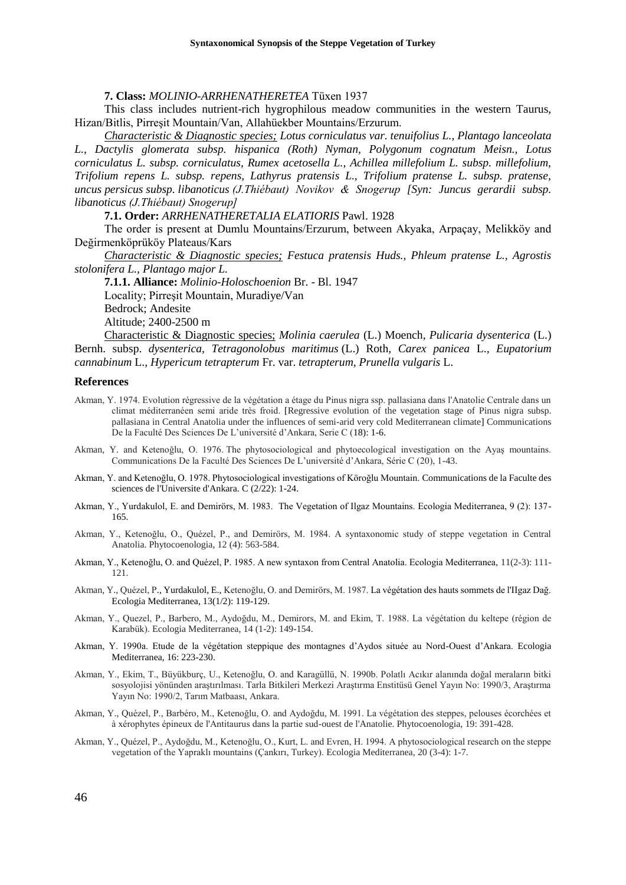**7. Class:** *MOLINIO-ARRHENATHERETEA* Tüxen 1937

This class includes nutrient-rich hygrophilous meadow communities in the western Taurus, Hizan/Bitlis, Pirreşit Mountain/Van, Allahüekber Mountains/Erzurum.

Characteristic & Diagnostic species; *Lotus corniculatus var. tenuifolius L., Plantago lanceolata L., Dactylis glomerata subsp. hispanica (Roth) Nyman, Polygonum cognatum Meisn., Lotus corniculatus L. subsp. corniculatus, Rumex acetosella L., Achillea millefolium L. subsp. millefolium, Trifolium repens L. subsp. repens, Lathyrus pratensis L., Trifolium pratense L. subsp. pratense, uncus persicus subsp. libanoticus (J.Thiébaut) Novikov & Snogerup [Syn: Juncus gerardii subsp. libanoticus (J.Thiébaut) Snogerup]*

**7.1. Order:** *ARRHENATHERETALIA ELATIORIS* Pawl. 1928

The order is present at Dumlu Mountains/Erzurum, between Akyaka, Arpaçay, Melikköy and Değirmenköprüköy Plateaus/Kars

Characteristic & Diagnostic species; *Festuca pratensis Huds., Phleum pratense L., Agrostis stolonifera L., Plantago major L.*

**7.1.1. Alliance:** *Molinio-Holoschoenion* Br. - Bl. 1947

Locality; Pirreşit Mountain, Muradiye/Van

Bedrock; Andesite

Altitude; 2400-2500 m

Characteristic & Diagnostic species; *Molinia caerulea* (L.) Moench, *Pulicaria dysenterica* (L.) Bernh. subsp. *dysenterica, Tetragonolobus maritimus* (L.) Roth, *Carex panicea* L., *Eupatorium cannabinum* L., *Hypericum tetrapterum* Fr. var. *tetrapterum*, *Prunella vulgaris* L.

## References

Akman, Y. 1974. Evolution régressive de la végétation a étage du Pinus nigra ssp. pallasiana dans l'Anatolie Centrale dans un climat méditerranéen semi aride très froid. [Regressive evolution of the vegetation stage of Pinus nigra subsp. pallasiana in Central Anatolia under the influences of semi-arid very cold Mediterranean climate] Communications De la Faculté Des Sciences De L'université d'Ankara, Serie C (18): 1-6.

Akman, Y. and Ketenoğlu, O. 1976. The phytosociological and phytoecological investigation on the Ayaş mountains. Communications De la Faculté Des Sciences De L'université d'Ankara, Série C (20), 1-43.

Akman, Y. and Ketenoğlu, O. 1978. Phytosociological investigations of Köroğlu Mountain. Communications de la Faculte des sciences de l'Universite d'Ankara. C (2/22): 1-24.

Akman, Y., Yurdakulol, E. and Demirörs, M. 1983. The Vegetation of Ilgaz Mountains. Ecologia Mediterranea, 9 (2): 137-165.

Akman, Y., Ketenoğlu, O., Quézel, P., and Demirörs, M. 1984. A syntaxonomic study of steppe vegetation in Central Anatolia. Phytocoenologia, 12 (4): 563-584.

Akman, Y., Ketenoğlu, O. and Quézel, P. 1985. A new syntaxon from Central Anatolia. Ecologia Mediterranea, 11(2-3): 111-121.

Akman, Y., Quézel, P., Yurdakulol, E., Ketenoğlu, O. and Demirörs, M. 1987. La végétation des hauts sommets de l'IIgaz Dağ. Ecologia Mediterranea, 13(1/2): 119-129.

Akman, Y., Quezel, P., Barbero, M., Aydoğdu, M., Demirors, M. and Ekim, T. 1988. La végétation du keltepe (région de Karabük). Ecologia Mediterranea, 14 (1-2): 149-154.

Akman, Y. 1990a. Etude de la végétation steppique des montagnes d'Aydos située au Nord-Ouest d'Ankara. Ecologia Mediterranea, 16: 223-230.

Akman, Y., Ekim, T., Büyükburç, U., Ketenoğlu, O. and Karagüllü, N. 1990b. Polatlı Acıkır alanında doğal meraların bitki sosyolojisi yönünden araştırılması. Tarla Bitkileri Merkezi Araştırma Enstitüsü Genel Yayın No: 1990/3, Araştırma Yayın No: 1990/2, Tarım Matbaası, Ankara.

Akman, Y., Quézel, P., Barbéro, M., Ketenoğlu, O. and Aydoğdu, M. 1991. La végétation des steppes, pelouses écorchées et à xérophytes épineux de l'Antitaurus dans la partie sud-ouest de l'Anatolie. Phytocoenologia, 19: 391-428.

Akman, Y., Quézel, P., Aydoğdu, M., Ketenoğlu, O., Kurt, L. and Evren, H. 1994. A phytosociological research on the steppe vegetation of the Yapraklı mountains (Çankırı, Turkey). Ecologia Mediterranea, 20 (3-4): 1-7.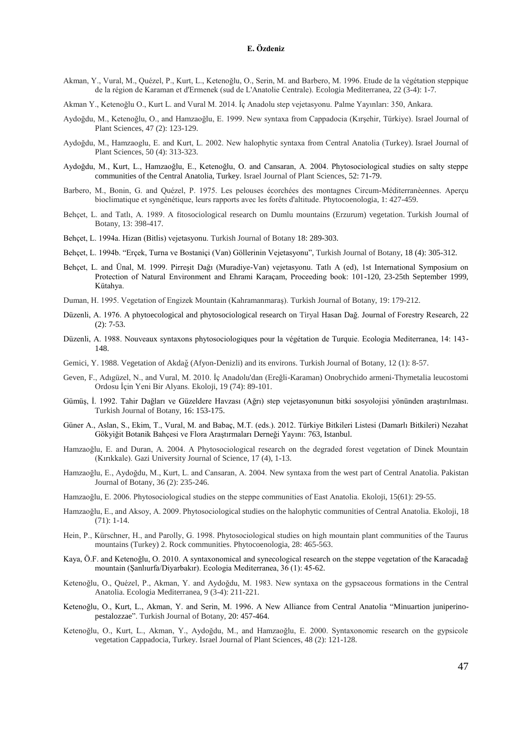Akman, Y., Vural, M., Quézel, P., Kurt, L., Ketenoğlu, O., Serin, M. and Barbero, M. 1996. Etude de la végétation steppique de la région de Karaman et d'Ermenek (sud de L'Anatolie Centrale). Ecologia Mediterranea, 22 (3-4): 1-7.

Akman Y., Ketenoğlu O., Kurt L. and Vural M. 2014. İç Anadolu step vejetasyonu. Palme Yayınları: 350, Ankara.

Aydoğdu, M., Ketenoğlu, O., and Hamzaoğlu, E. 1999. New syntaxa from Cappadocia (Kırşehir, Türkiye). Israel Journal of Plant Sciences, 47 (2): 123-129.

Aydoğdu, M., Hamzaoglu, E. and Kurt, L. 2002. New halophytic syntaxa from Central Anatolia (Turkey). Israel Journal of Plant Sciences, 50 (4): 313-323.

Aydoğdu, M., Kurt, L., Hamzaoğlu, E., Ketenoğlu, O. and Cansaran, A. 2004. Phytosociological studies on salty steppe communities of the Central Anatolia, Turkey. Israel Journal of Plant Sciences, 52: 71-79.

Barbero, M., Bonin, G. and Quézel, P. 1975. Les pelouses écorchées des montagnes Circum-Méditerranèennes. Aperçu bioclimatique et syngénétique, leurs rapports avec les forêts d'altitude. Phytocoenologia, 1: 427-459.

Behçet, L. and Tatlı, A. 1989. A fitosociological research on Dumlu mountains (Erzurum) vegetation. Turkish Journal of Botany, 13: 398-417.

Behçet, L. 1994a. Hizan (Bitlis) vejetasyonu. Turkish Journal of Botany 18: 289-303.

Behçet, L. 1994b. "Erçek, Turna ve Bostaniçi (Van) Göllerinin Vejetasyonu", Turkish Journal of Botany, 18 (4): 305-312.

Behçet, L. and Ünal, M. 1999. Pirreşit Dağı (Muradiye-Van) vejetasyonu. Tatlı A (ed), 1st International Symposium on Protection of Natural Environment and Ehrami Karaçam, Proceeding book: 101-120, 23-25th September 1999, Kütahya.

Duman, H. 1995. Vegetation of Engizek Mountain (Kahramanmaraş). Turkish Journal of Botany, 19: 179-212.

Düzenli, A. 1976. A phytoecological and phytosociological research on Tiryal Hasan Dağ. Journal of Forestry Research, 22 (2): 7-53.

Düzenli, A. 1988. Nouveaux syntaxons phytosociologiques pour la végétation de Turquie. Ecologia Mediterranea, 14: 143-148.

Gemici, Y. 1988. Vegetation of Akdağ (Afyon-Denizli) and its environs. Turkish Journal of Botany, 12 (1): 8-57.

Geven, F., Adıgüzel, N., and Vural, M. 2010. İç Anadolu'dan (Ereğli-Karaman) Onobrychido armeni-Thymetalia leucostomi Ordosu İçin Yeni Bir Alyans. Ekoloji, 19 (74): 89-101.

Gümüş, İ. 1992. Tahir Dağları ve Güzeldere Havzası (Ağrı) step vejetasyonunun bitki sosyolojisi yönünden araştırılması. Turkish Journal of Botany, 16: 153-175.

Güner A., Aslan, S., Ekim, T., Vural, M. and Babaç, M.T. (eds.). 2012. Türkiye Bitkileri Listesi (Damarlı Bitkileri) Nezahat Gökyiğit Botanik Bahçesi ve Flora Araştırmaları Derneği Yayını: 763, Istanbul.

Hamzaoğlu, E. and Duran, A. 2004. A Phytosociological research on the degraded forest vegetation of Dinek Mountain (Kırıkkale). Gazi University Journal of Science, 17 (4), 1-13.

Hamzaoğlu, E., Aydoğdu, M., Kurt, L. and Cansaran, A. 2004. New syntaxa from the west part of Central Anatolia. Pakistan Journal of Botany, 36 (2): 235-246.

Hamzaoğlu, E. 2006. Phytosociological studies on the steppe communities of East Anatolia. Ekoloji, 15(61): 29-55.

Hamzaoğlu, E., and Aksoy, A. 2009. Phytosociological studies on the halophytic communities of Central Anatolia. Ekoloji, 18 (71): 1-14.

Hein, P., Kürschner, H., and Parolly, G. 1998. Phytosociological studies on high mountain plant communities of the Taurus mountains (Turkey) 2. Rock communities. Phytocoenologia, 28: 465-563.

Kaya, Ö.F. and Ketenoğlu, O. 2010. A syntaxonomical and synecological research on the steppe vegetation of the Karacadağ mountain (Şanlıurfa/Diyarbakır). Ecologia Mediterranea, 36 (1): 45-62.

Ketenoğlu, O., Quézel, P., Akman, Y. and Aydoğdu, M. 1983. New syntaxa on the gypsaceous formations in the Central Anatolia. Ecologia Mediterranea, 9 (3-4): 211-221.

Ketenoğlu, O., Kurt, L., Akman, Y. and Serin, M. 1996. A New Alliance from Central Anatolia "Minuartion juniperino-pestalozzae". Turkish Journal of Botany, 20: 457-464.

Ketenoğlu, O., Kurt, L., Akman, Y., Aydoğdu, M., and Hamzaoğlu, E. 2000. Syntaxonomic research on the gypsicole vegetation Cappadocia, Turkey. Israel Journal of Plant Sciences, 48 (2): 121-128.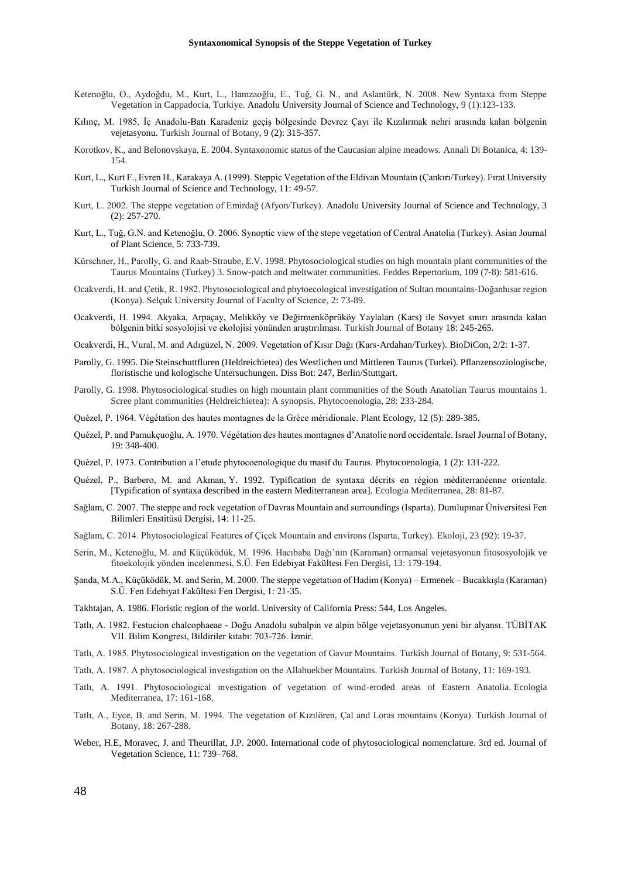Ketenoğlu, O., Aydoğdu, M., Kurt, L., Hamzaoğlu, E., Tuğ, G. N., and Aslantürk, N. 2008. New Syntaxa from Steppe Vegetation in Cappadocia, Turkiye. Anadolu University Journal of Science and Technology, 9 (1):123-133.

Kılınç, M. 1985. İç Anadolu-Batı Karadeniz geçiş bölgesinde Devrez Çayı ile Kızılırmak nehri arasında kalan bölgenin vejetasyonu. Turkish Journal of Botany, 9 (2): 315-357.

Korotkov, K., and Belonovskaya, E. 2004. Syntaxonomic status of the Caucasian alpine meadows. Annali Di Botanica, 4: 139-154.

Kurt, L., Kurt F., Evren H., Karakaya A. (1999). Steppic Vegetation of the Eldivan Mountain (Çankırı/Turkey). Fırat University Turkish Journal of Science and Technology, 11: 49-57.

Kurt, L. 2002. The steppe vegetation of Emirdağ (Afyon/Turkey). Anadolu University Journal of Science and Technology, 3 (2): 257-270.

Kurt, L., Tuğ, G.N. and Ketenoğlu, O. 2006. Synoptic view of the stepe vegetation of Central Anatolia (Turkey). Asian Journal of Plant Science, 5: 733-739.

Kürschner, H., Parolly, G. and Raab-Straube, E.V. 1998. Phytosociological studies on high mountain plant communities of the Taurus Mountains (Turkey) 3. Snow-patch and meltwater communities. Feddes Repertorium, 109 (7-8): 581-616.

Ocakverdi, H. and Çetik, R. 1982. Phytosociological and phytoecological investigation of Sultan mountains-Doğanhisar region (Konya). Selçuk University Journal of Faculty of Science, 2: 73-89.

Ocakverdi, H. 1994. Akyaka, Arpaçay, Melikköy ve Değirmenköprüköy Yaylaları (Kars) ile Sovyet sınırı arasında kalan bölgenin bitki sosyolojisi ve ekolojisi yönünden araştırılması. Turkish Journal of Botany 18: 245-265.

Ocakverdi, H., Vural, M. and Adıgüzel, N. 2009. Vegetation of Kısır Dağı (Kars-Ardahan/Turkey). BioDiCon, 2/2: 1-37.

Parolly, G. 1995. Die Steinschuttfluren (Heldreichietea) des Westlichen und Mittleren Taurus (Turkei). Pflanzensoziologische, floristische und kologische Untersuchungen. Diss Bot: 247, Berlin/Stuttgart.

Parolly, G. 1998. Phytosociological studies on high mountain plant communities of the South Anatolian Taurus mountains 1. Scree plant communities (Heldreichietea): A synopsis. Phytocoenologia, 28: 233-284.

Quézel, P. 1964. Végétation des hautes montagnes de la Grèce méridionale. Plant Ecology, 12 (5): 289-385.

Quézel, P. and Pamukçuoğlu, A. 1970. Végétation des hautes montagnes d'Anatolie nord occidentale. Israel Journal of Botany, 19: 348-400.

Quézel, P. 1973. Contribution a l'etude phytocoenologique du masif du Taurus. Phytocoenologia, 1 (2): 131-222.

Quézel, P., Barbero, M. and Akman, Y. 1992. Typification de syntaxa décrits en région méditerranéenne orientale. [Typification of syntaxa described in the eastern Mediterranean area]. Ecologia Mediterranea, 28: 81-87.

Sağlam, C. 2007. The steppe and rock vegetation of Davras Mountain and surroundings (Isparta). Dumlupınar Üniversitesi Fen Bilimleri Enstitüsü Dergisi, 14: 11-25.

Sağlam, C. 2014. Phytosociological Features of Çiçek Mountain and environs (Isparta, Turkey). Ekoloji, 23 (92): 19-37.

Serin, M., Ketenoğlu, M. and Küçüködük, M. 1996. Hacıbaba Dağı'nın (Karaman) ormansal vejetasyonun fitososyolojik ve fitoekolojik yönden incelenmesi, S.Ü. Fen Edebiyat Fakültesi Fen Dergisi, 13: 179-194.

Şanda, M.A., Küçüködük, M. and Serin, M. 2000. The steppe vegetation of Hadim (Konya) – Ermenek – Bucakkışla (Karaman) S.Ü. Fen Edebiyat Fakültesi Fen Dergisi, 1: 21-35.

Takhtajan, A. 1986. Floristic region of the world. University of California Press: 544, Los Angeles.

Tatlı, A. 1982. Festucion chalcophaeae - Doğu Anadolu subalpin ve alpin bölge vejetasyonunun yeni bir alyansı. TÜBİTAK VII. Bilim Kongresi, Bildiriler kitabı: 703-726. İzmir.

Tatlı, A. 1985. Phytosociological investigation on the vegetation of Gavur Mountains. Turkish Journal of Botany, 9: 531-564.

Tatlı, A. 1987. A phytosociological investigation on the Allahuekber Mountains. Turkish Journal of Botany, 11: 169-193.

Tatlı, A. 1991. Phytosociological investigation of vegetation of wind-eroded areas of Eastern Anatolia. Ecologia Mediterranea, 17: 161-168.

Tatlı, A., Eyce, B. and Serin, M. 1994. The vegetation of Kızılören, Çal and Loras mountains (Konya). Turkish Journal of Botany, 18: 267-288.

Weber, H.E, Moravec, J. and Theurillat, J.P. 2000. International code of phytosociological nomenclature. 3rd ed. Journal of Vegetation Science, 11: 739–768.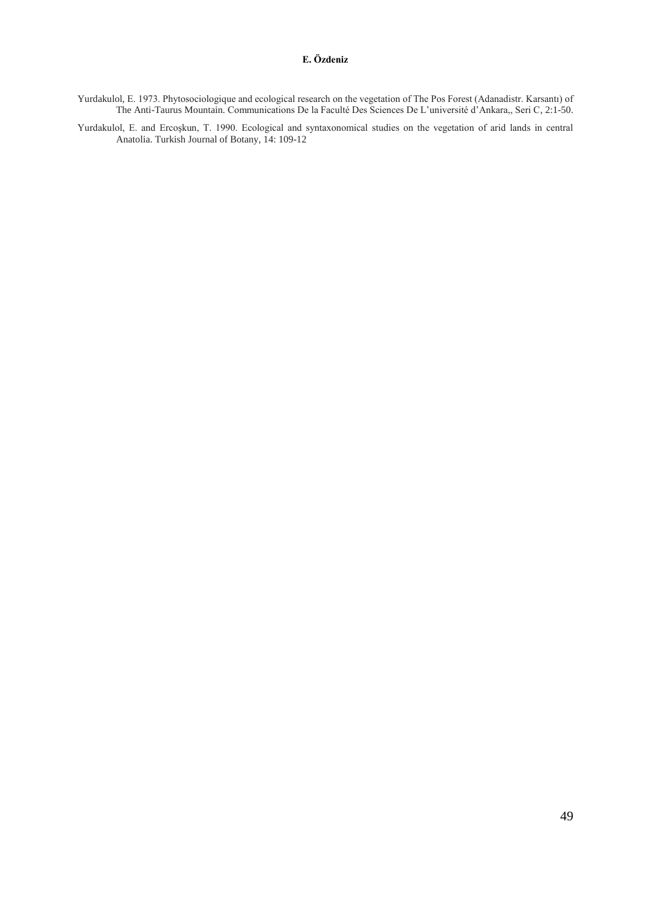Yurdakulol, E. 1973. Phytosociologique and ecological research on the vegetation of The Pos Forest (Adanadistr. Karsantı) of The Anti-Taurus Mountain. Communications De la Faculté Des Sciences De L'université d'Ankara,, Seri C, 2:1-50.

Yurdakulol, E. and Ercoşkun, T. 1990. Ecological and syntaxonomical studies on the vegetation of arid lands in central Anatolia. Turkish Journal of Botany, 14: 109-12